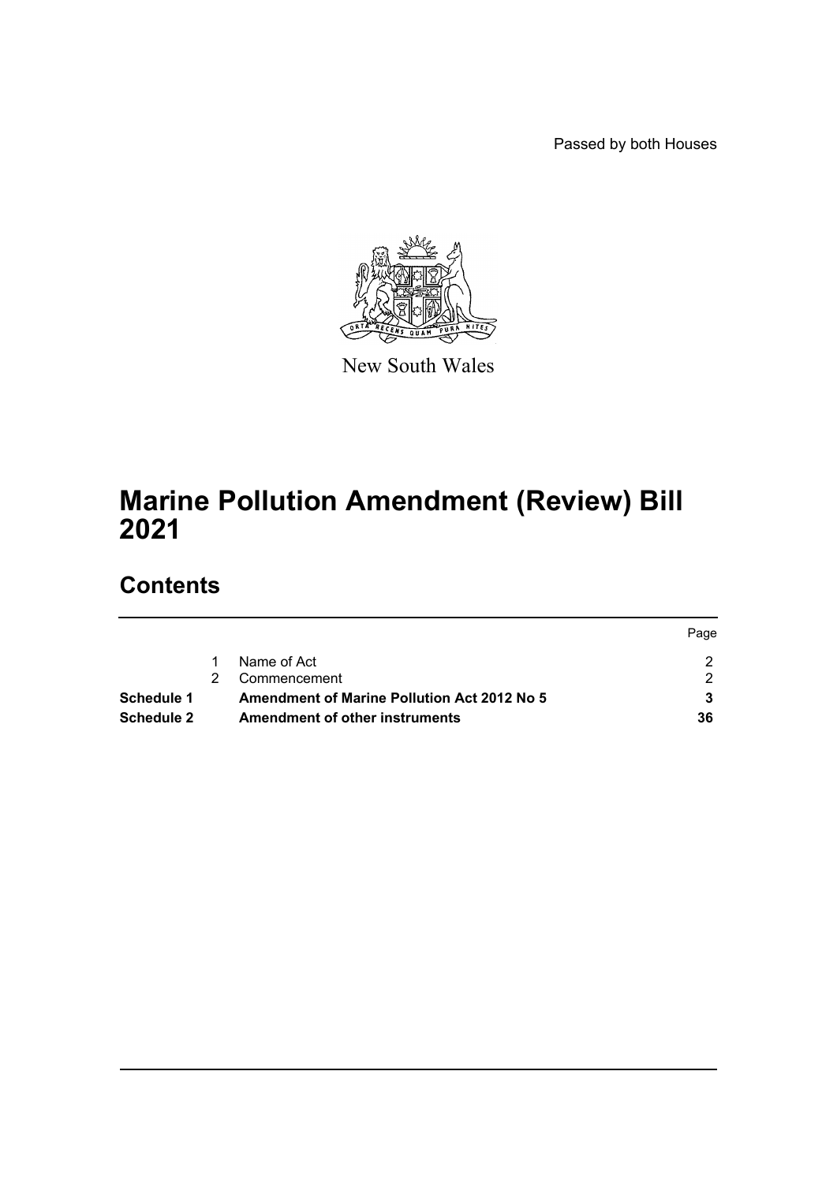Passed by both Houses

New South Wales

# Marine Pollution Amendment (Review) Bill 2021

## Contents

| | | | Page |
|---|---|---|---|
| | 1 | Name of Act | 2 |
| | 2 | Commencement | 2 |
| **Schedule 1** | | **Amendment of Marine Pollution Act 2012 No 5** | **3** |
| **Schedule 2** | | **Amendment of other instruments** | **36** |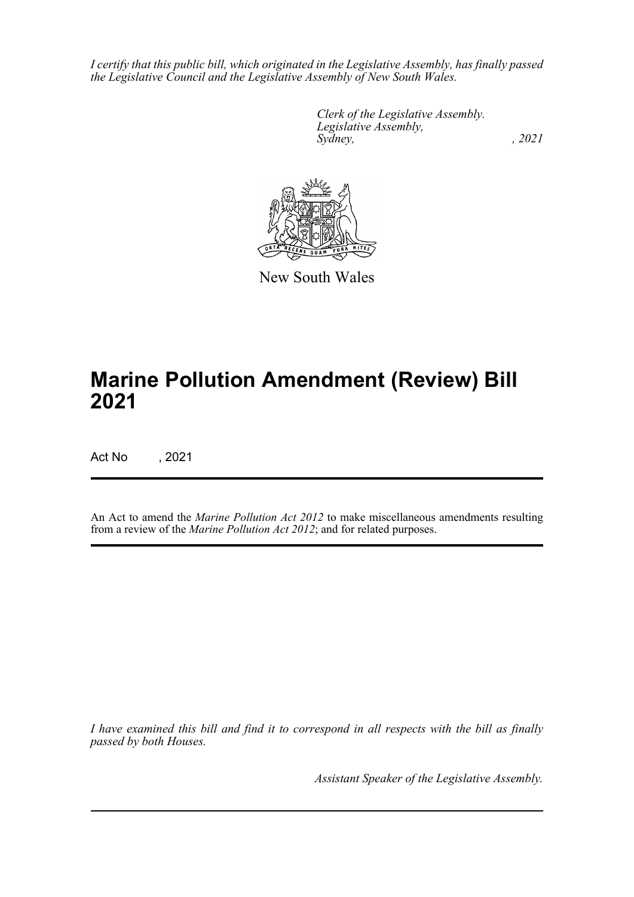*I certify that this public bill, which originated in the Legislative Assembly, has finally passed the Legislative Council and the Legislative Assembly of New South Wales.*

*Clerk of the Legislative Assembly.*
*Legislative Assembly,*
*Sydney, , 2021*

New South Wales

# Marine Pollution Amendment (Review) Bill 2021

Act No , 2021

An Act to amend the *Marine Pollution Act 2012* to make miscellaneous amendments resulting from a review of the *Marine Pollution Act 2012*; and for related purposes.

*I have examined this bill and find it to correspond in all respects with the bill as finally passed by both Houses.*

*Assistant Speaker of the Legislative Assembly.*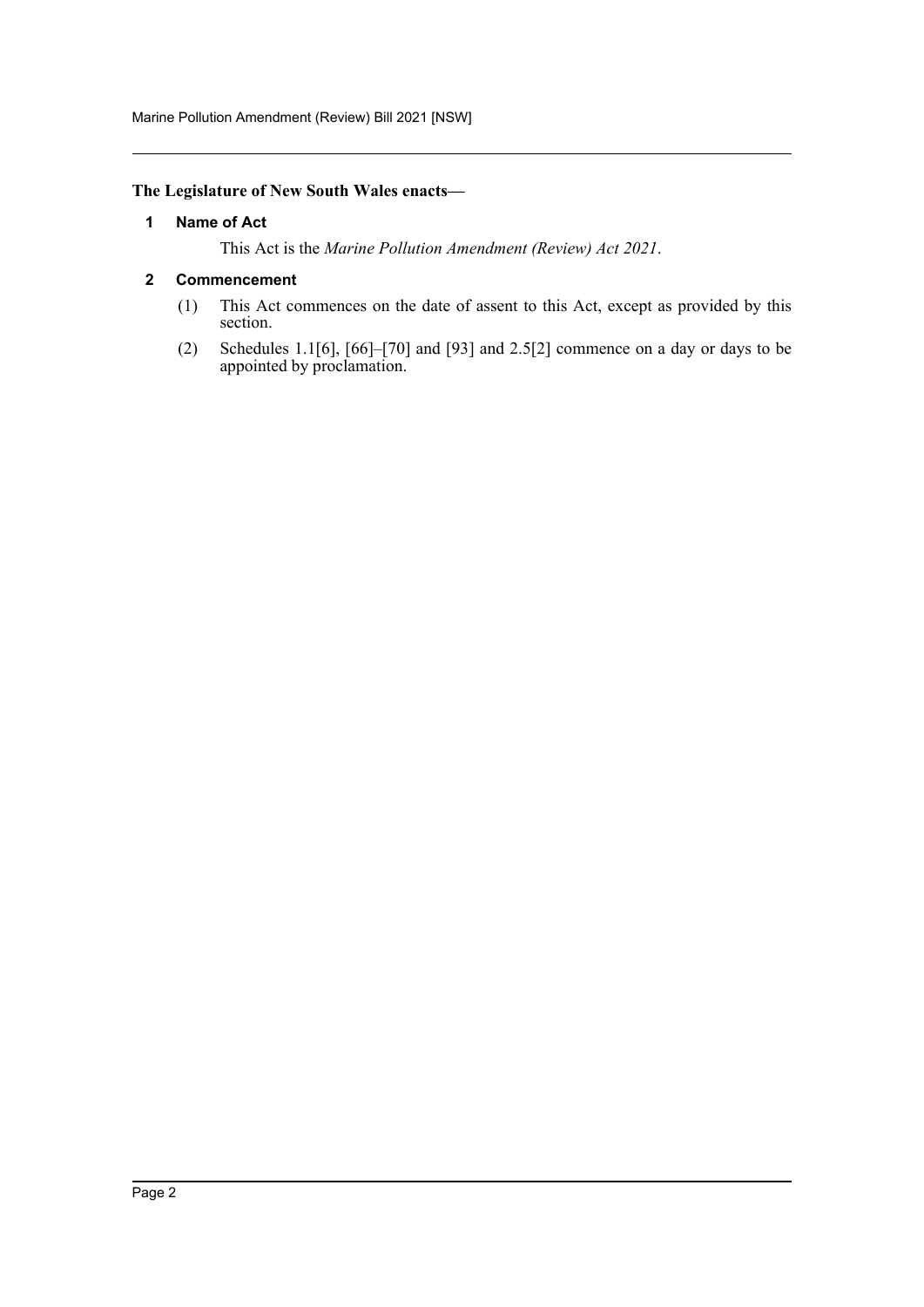**The Legislature of New South Wales enacts—**

## 1 Name of Act

This Act is the *Marine Pollution Amendment (Review) Act 2021*.

## 2 Commencement

(1) This Act commences on the date of assent to this Act, except as provided by this section.

(2) Schedules 1.1[6], [66]–[70] and [93] and 2.5[2] commence on a day or days to be appointed by proclamation.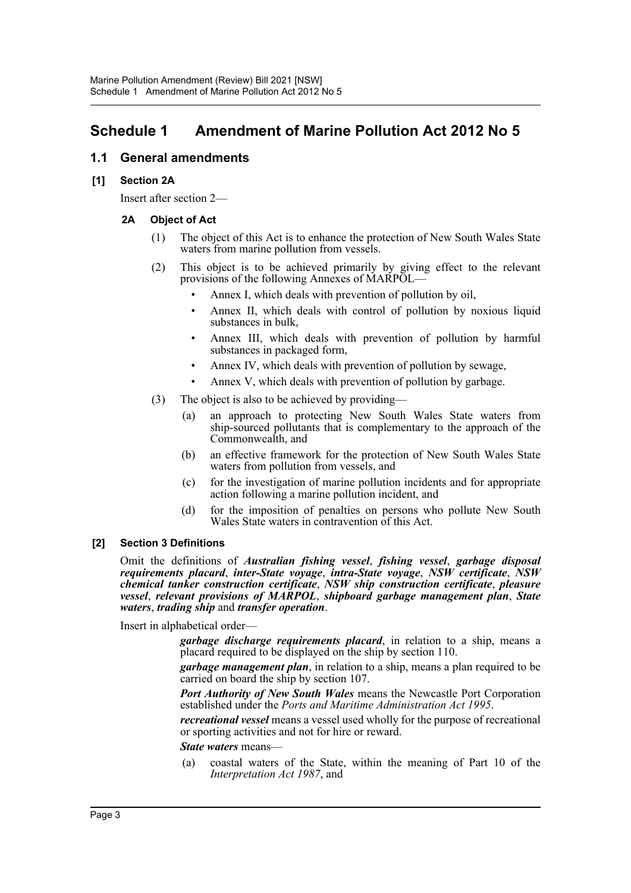# Schedule 1 Amendment of Marine Pollution Act 2012 No 5

## 1.1 General amendments

### [1] Section 2A

Insert after section 2—

#### 2A Object of Act

(1) The object of this Act is to enhance the protection of New South Wales State waters from marine pollution from vessels.

(2) This object is to be achieved primarily by giving effect to the relevant provisions of the following Annexes of MARPOL—

- Annex I, which deals with prevention of pollution by oil,
- Annex II, which deals with control of pollution by noxious liquid substances in bulk,
- Annex III, which deals with prevention of pollution by harmful substances in packaged form,
- Annex IV, which deals with prevention of pollution by sewage,
- Annex V, which deals with prevention of pollution by garbage.

(3) The object is also to be achieved by providing—

(a) an approach to protecting New South Wales State waters from ship-sourced pollutants that is complementary to the approach of the Commonwealth, and

(b) an effective framework for the protection of New South Wales State waters from pollution from vessels, and

(c) for the investigation of marine pollution incidents and for appropriate action following a marine pollution incident, and

(d) for the imposition of penalties on persons who pollute New South Wales State waters in contravention of this Act.

### [2] Section 3 Definitions

Omit the definitions of ***Australian fishing vessel***, ***fishing vessel***, ***garbage disposal requirements placard***, ***inter-State voyage***, ***intra-State voyage***, ***NSW certificate***, ***NSW chemical tanker construction certificate***, ***NSW ship construction certificate***, ***pleasure vessel***, ***relevant provisions of MARPOL***, ***shipboard garbage management plan***, ***State waters***, ***trading ship*** and ***transfer operation***.

Insert in alphabetical order—

***garbage discharge requirements placard***, in relation to a ship, means a placard required to be displayed on the ship by section 110.

***garbage management plan***, in relation to a ship, means a plan required to be carried on board the ship by section 107.

***Port Authority of New South Wales*** means the Newcastle Port Corporation established under the *Ports and Maritime Administration Act 1995*.

***recreational vessel*** means a vessel used wholly for the purpose of recreational or sporting activities and not for hire or reward.

***State waters*** means—

(a) coastal waters of the State, within the meaning of Part 10 of the *Interpretation Act 1987*, and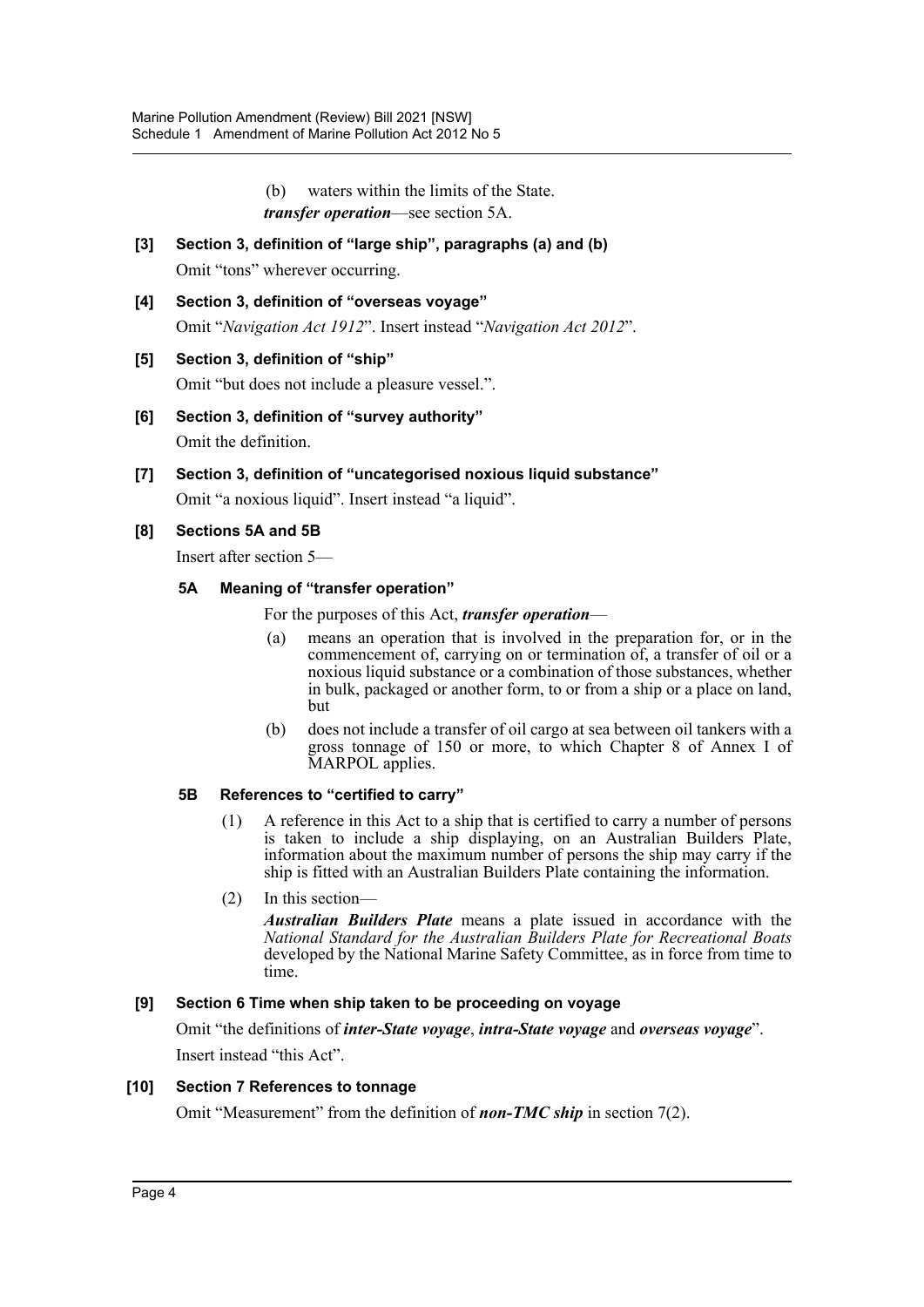(b) waters within the limits of the State.

***transfer operation***—see section 5A.

**[3] Section 3, definition of "large ship", paragraphs (a) and (b)**

Omit "tons" wherever occurring.

**[4] Section 3, definition of "overseas voyage"**

Omit "*Navigation Act 1912*". Insert instead "*Navigation Act 2012*".

**[5] Section 3, definition of "ship"**

Omit "but does not include a pleasure vessel.".

**[6] Section 3, definition of "survey authority"**

Omit the definition.

**[7] Section 3, definition of "uncategorised noxious liquid substance"**

Omit "a noxious liquid". Insert instead "a liquid".

**[8] Sections 5A and 5B**

Insert after section 5—

**5A Meaning of "transfer operation"**

For the purposes of this Act, ***transfer operation***—

(a) means an operation that is involved in the preparation for, or in the commencement of, carrying on or termination of, a transfer of oil or a noxious liquid substance or a combination of those substances, whether in bulk, packaged or another form, to or from a ship or a place on land, but

(b) does not include a transfer of oil cargo at sea between oil tankers with a gross tonnage of 150 or more, to which Chapter 8 of Annex I of MARPOL applies.

**5B References to "certified to carry"**

(1) A reference in this Act to a ship that is certified to carry a number of persons is taken to include a ship displaying, on an Australian Builders Plate, information about the maximum number of persons the ship may carry if the ship is fitted with an Australian Builders Plate containing the information.

(2) In this section—

***Australian Builders Plate*** means a plate issued in accordance with the *National Standard for the Australian Builders Plate for Recreational Boats* developed by the National Marine Safety Committee, as in force from time to time.

**[9] Section 6 Time when ship taken to be proceeding on voyage**

Omit "the definitions of ***inter-State voyage***, ***intra-State voyage*** and ***overseas voyage***". Insert instead "this Act".

**[10] Section 7 References to tonnage**

Omit "Measurement" from the definition of ***non-TMC ship*** in section 7(2).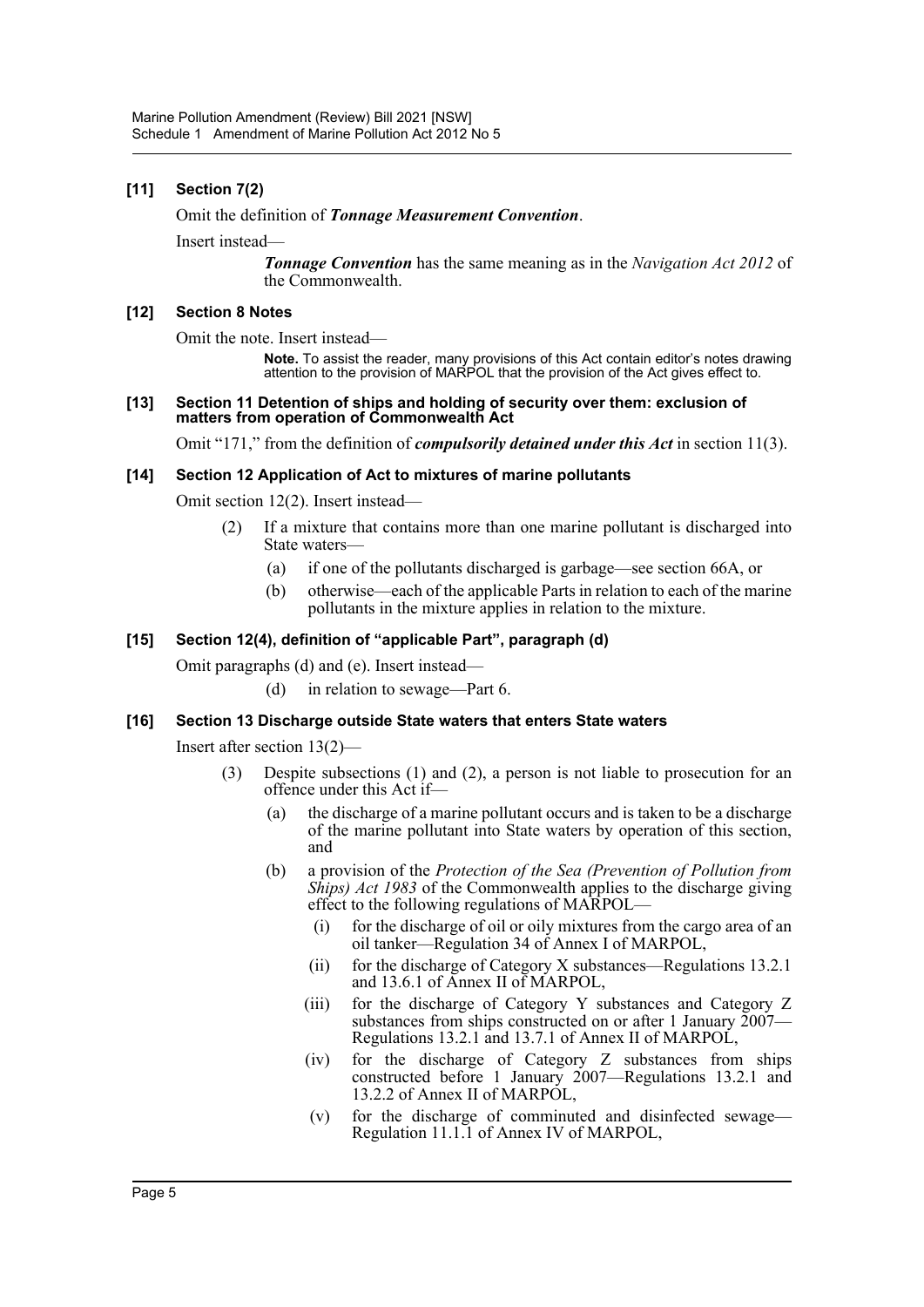### [11] Section 7(2)

Omit the definition of ***Tonnage Measurement Convention***.

Insert instead—

> ***Tonnage Convention*** has the same meaning as in the *Navigation Act 2012* of the Commonwealth.

### [12] Section 8 Notes

Omit the note. Insert instead—

> **Note.** To assist the reader, many provisions of this Act contain editor's notes drawing attention to the provision of MARPOL that the provision of the Act gives effect to.

### [13] Section 11 Detention of ships and holding of security over them: exclusion of matters from operation of Commonwealth Act

Omit "171," from the definition of ***compulsorily detained under this Act*** in section 11(3).

### [14] Section 12 Application of Act to mixtures of marine pollutants

Omit section 12(2). Insert instead—

> (2) If a mixture that contains more than one marine pollutant is discharged into State waters—
>
> (a) if one of the pollutants discharged is garbage—see section 66A, or
>
> (b) otherwise—each of the applicable Parts in relation to each of the marine pollutants in the mixture applies in relation to the mixture.

### [15] Section 12(4), definition of "applicable Part", paragraph (d)

Omit paragraphs (d) and (e). Insert instead—

> (d) in relation to sewage—Part 6.

### [16] Section 13 Discharge outside State waters that enters State waters

Insert after section 13(2)—

> (3) Despite subsections (1) and (2), a person is not liable to prosecution for an offence under this Act if—
>
> (a) the discharge of a marine pollutant occurs and is taken to be a discharge of the marine pollutant into State waters by operation of this section, and
>
> (b) a provision of the *Protection of the Sea (Prevention of Pollution from Ships) Act 1983* of the Commonwealth applies to the discharge giving effect to the following regulations of MARPOL—
>
> (i) for the discharge of oil or oily mixtures from the cargo area of an oil tanker—Regulation 34 of Annex I of MARPOL,
>
> (ii) for the discharge of Category X substances—Regulations 13.2.1 and 13.6.1 of Annex II of MARPOL,
>
> (iii) for the discharge of Category Y substances and Category Z substances from ships constructed on or after 1 January 2007—Regulations 13.2.1 and 13.7.1 of Annex II of MARPOL,
>
> (iv) for the discharge of Category Z substances from ships constructed before 1 January 2007—Regulations 13.2.1 and 13.2.2 of Annex II of MARPOL,
>
> (v) for the discharge of comminuted and disinfected sewage—Regulation 11.1.1 of Annex IV of MARPOL,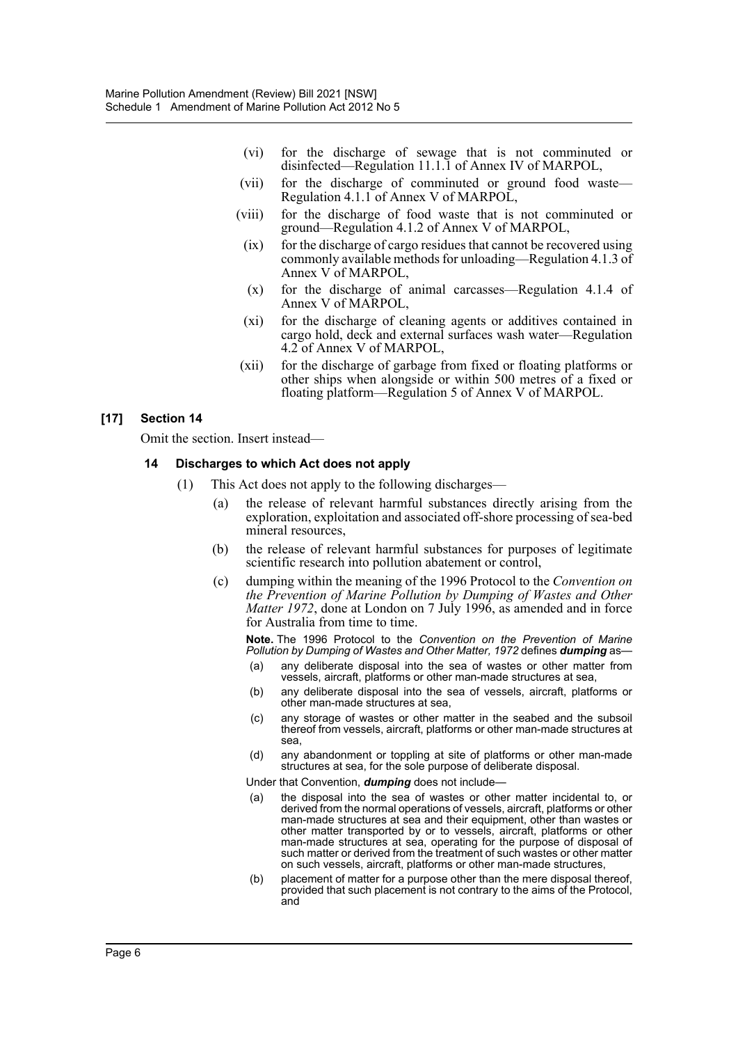(vi) for the discharge of sewage that is not comminuted or disinfected—Regulation 11.1.1 of Annex IV of MARPOL,

(vii) for the discharge of comminuted or ground food waste—Regulation 4.1.1 of Annex V of MARPOL,

(viii) for the discharge of food waste that is not comminuted or ground—Regulation 4.1.2 of Annex V of MARPOL,

(ix) for the discharge of cargo residues that cannot be recovered using commonly available methods for unloading—Regulation 4.1.3 of Annex V of MARPOL,

(x) for the discharge of animal carcasses—Regulation 4.1.4 of Annex V of MARPOL,

(xi) for the discharge of cleaning agents or additives contained in cargo hold, deck and external surfaces wash water—Regulation 4.2 of Annex V of MARPOL,

(xii) for the discharge of garbage from fixed or floating platforms or other ships when alongside or within 500 metres of a fixed or floating platform—Regulation 5 of Annex V of MARPOL.

### [17] Section 14

Omit the section. Insert instead—

#### 14 Discharges to which Act does not apply

(1) This Act does not apply to the following discharges—

(a) the release of relevant harmful substances directly arising from the exploration, exploitation and associated off-shore processing of sea-bed mineral resources,

(b) the release of relevant harmful substances for purposes of legitimate scientific research into pollution abatement or control,

(c) dumping within the meaning of the 1996 Protocol to the *Convention on the Prevention of Marine Pollution by Dumping of Wastes and Other Matter 1972*, done at London on 7 July 1996, as amended and in force for Australia from time to time.

**Note.** The 1996 Protocol to the *Convention on the Prevention of Marine Pollution by Dumping of Wastes and Other Matter, 1972* defines ***dumping*** as—

(a) any deliberate disposal into the sea of wastes or other matter from vessels, aircraft, platforms or other man-made structures at sea,

(b) any deliberate disposal into the sea of vessels, aircraft, platforms or other man-made structures at sea,

(c) any storage of wastes or other matter in the seabed and the subsoil thereof from vessels, aircraft, platforms or other man-made structures at sea,

(d) any abandonment or toppling at site of platforms or other man-made structures at sea, for the sole purpose of deliberate disposal.

Under that Convention, ***dumping*** does not include—

(a) the disposal into the sea of wastes or other matter incidental to, or derived from the normal operations of vessels, aircraft, platforms or other man-made structures at sea and their equipment, other than wastes or other matter transported by or to vessels, aircraft, platforms or other man-made structures at sea, operating for the purpose of disposal of such matter or derived from the treatment of such wastes or other matter on such vessels, aircraft, platforms or other man-made structures,

(b) placement of matter for a purpose other than the mere disposal thereof, provided that such placement is not contrary to the aims of the Protocol, and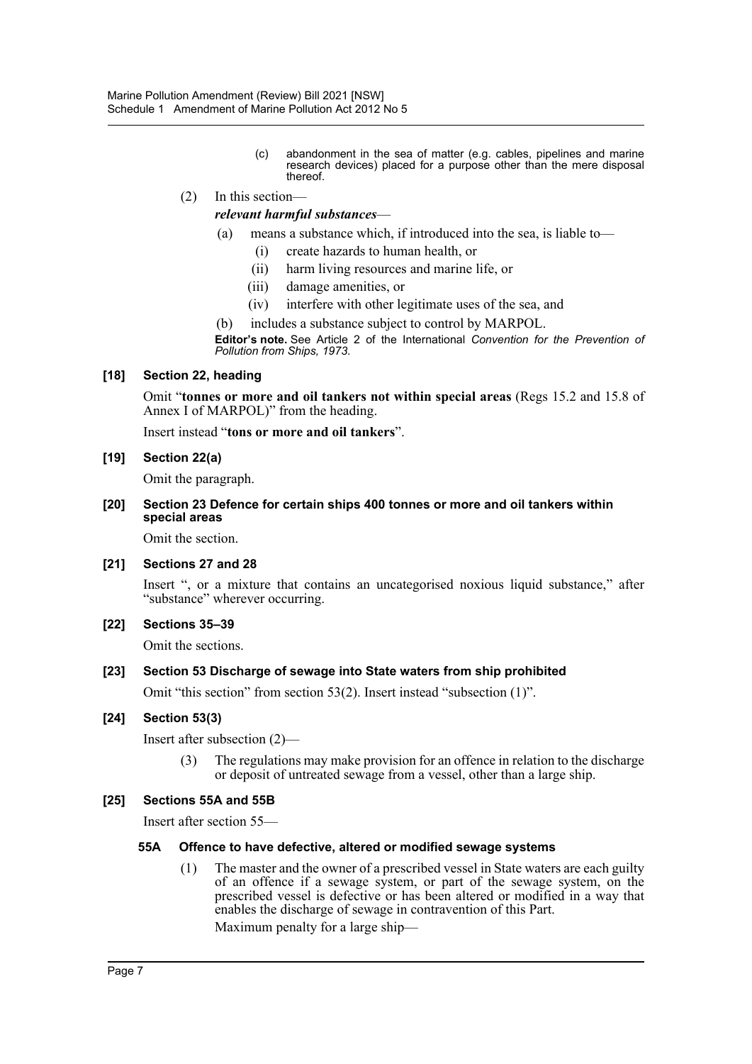(c) abandonment in the sea of matter (e.g. cables, pipelines and marine research devices) placed for a purpose other than the mere disposal thereof.

(2) In this section—

***relevant harmful substances***—

(a) means a substance which, if introduced into the sea, is liable to—

(i) create hazards to human health, or

(ii) harm living resources and marine life, or

(iii) damage amenities, or

(iv) interfere with other legitimate uses of the sea, and

(b) includes a substance subject to control by MARPOL.

**Editor's note.** See Article 2 of the International *Convention for the Prevention of Pollution from Ships, 1973*.

### [18] Section 22, heading

Omit "**tonnes or more and oil tankers not within special areas** (Regs 15.2 and 15.8 of Annex I of MARPOL)" from the heading.

Insert instead "**tons or more and oil tankers**".

### [19] Section 22(a)

Omit the paragraph.

### [20] Section 23 Defence for certain ships 400 tonnes or more and oil tankers within special areas

Omit the section.

### [21] Sections 27 and 28

Insert ", or a mixture that contains an uncategorised noxious liquid substance," after "substance" wherever occurring.

### [22] Sections 35–39

Omit the sections.

### [23] Section 53 Discharge of sewage into State waters from ship prohibited

Omit "this section" from section 53(2). Insert instead "subsection (1)".

### [24] Section 53(3)

Insert after subsection (2)—

(3) The regulations may make provision for an offence in relation to the discharge or deposit of untreated sewage from a vessel, other than a large ship.

### [25] Sections 55A and 55B

Insert after section 55—

#### 55A Offence to have defective, altered or modified sewage systems

(1) The master and the owner of a prescribed vessel in State waters are each guilty of an offence if a sewage system, or part of the sewage system, on the prescribed vessel is defective or has been altered or modified in a way that enables the discharge of sewage in contravention of this Part.

Maximum penalty for a large ship—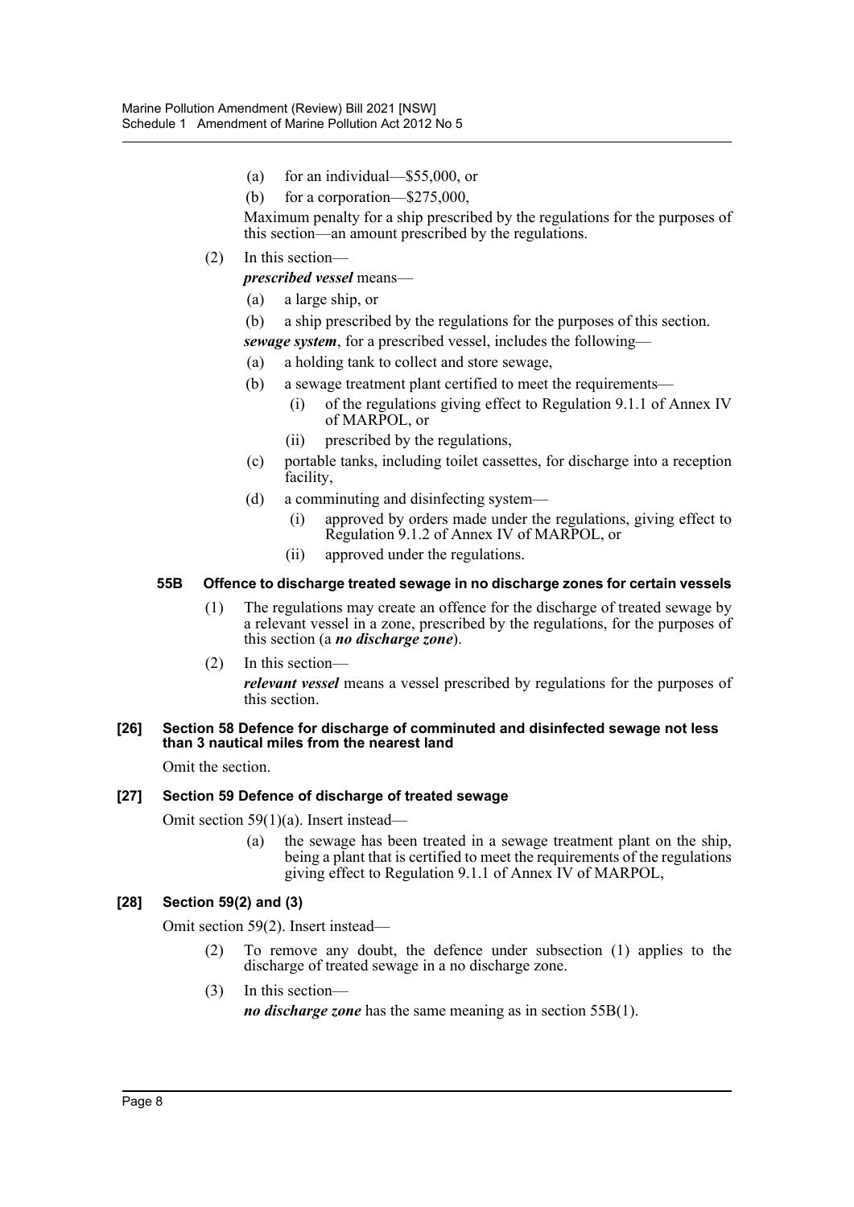(a) for an individual—$55,000, or

(b) for a corporation—$275,000,

Maximum penalty for a ship prescribed by the regulations for the purposes of this section—an amount prescribed by the regulations.

(2) In this section—

***prescribed vessel*** means—

(a) a large ship, or

(b) a ship prescribed by the regulations for the purposes of this section.

***sewage system***, for a prescribed vessel, includes the following—

(a) a holding tank to collect and store sewage,

(b) a sewage treatment plant certified to meet the requirements—

(i) of the regulations giving effect to Regulation 9.1.1 of Annex IV of MARPOL, or

(ii) prescribed by the regulations,

(c) portable tanks, including toilet cassettes, for discharge into a reception facility,

(d) a comminuting and disinfecting system—

(i) approved by orders made under the regulations, giving effect to Regulation 9.1.2 of Annex IV of MARPOL, or

(ii) approved under the regulations.

**55B Offence to discharge treated sewage in no discharge zones for certain vessels**

(1) The regulations may create an offence for the discharge of treated sewage by a relevant vessel in a zone, prescribed by the regulations, for the purposes of this section (a ***no discharge zone***).

(2) In this section—

***relevant vessel*** means a vessel prescribed by regulations for the purposes of this section.

**[26] Section 58 Defence for discharge of comminuted and disinfected sewage not less than 3 nautical miles from the nearest land**

Omit the section.

**[27] Section 59 Defence of discharge of treated sewage**

Omit section 59(1)(a). Insert instead—

(a) the sewage has been treated in a sewage treatment plant on the ship, being a plant that is certified to meet the requirements of the regulations giving effect to Regulation 9.1.1 of Annex IV of MARPOL,

**[28] Section 59(2) and (3)**

Omit section 59(2). Insert instead—

(2) To remove any doubt, the defence under subsection (1) applies to the discharge of treated sewage in a no discharge zone.

(3) In this section—

***no discharge zone*** has the same meaning as in section 55B(1).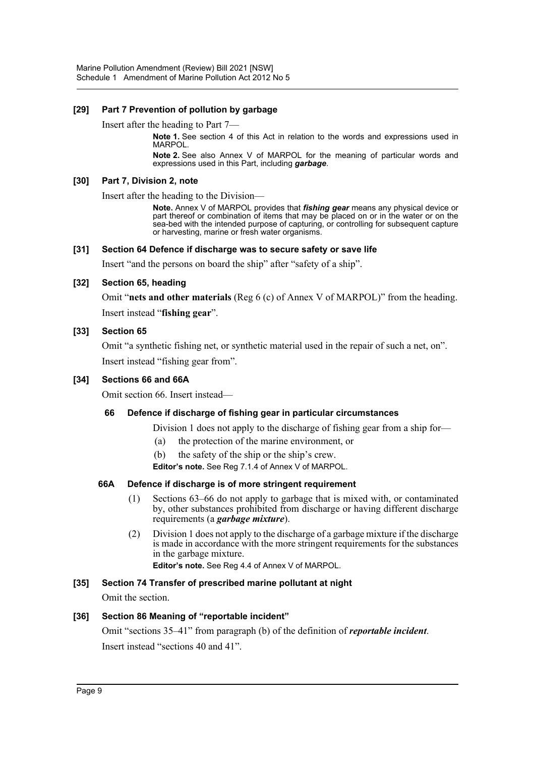### [29] Part 7 Prevention of pollution by garbage

Insert after the heading to Part 7—

> **Note 1.** See section 4 of this Act in relation to the words and expressions used in MARPOL.
>
> **Note 2.** See also Annex V of MARPOL for the meaning of particular words and expressions used in this Part, including ***garbage***.

### [30] Part 7, Division 2, note

Insert after the heading to the Division—

> **Note.** Annex V of MARPOL provides that ***fishing gear*** means any physical device or part thereof or combination of items that may be placed on or in the water or on the sea-bed with the intended purpose of capturing, or controlling for subsequent capture or harvesting, marine or fresh water organisms.

### [31] Section 64 Defence if discharge was to secure safety or save life

Insert "and the persons on board the ship" after "safety of a ship".

### [32] Section 65, heading

Omit "**nets and other materials** (Reg 6 (c) of Annex V of MARPOL)" from the heading.

Insert instead "**fishing gear**".

### [33] Section 65

Omit "a synthetic fishing net, or synthetic material used in the repair of such a net, on".

Insert instead "fishing gear from".

### [34] Sections 66 and 66A

Omit section 66. Insert instead—

#### 66 Defence if discharge of fishing gear in particular circumstances

Division 1 does not apply to the discharge of fishing gear from a ship for—

(a) the protection of the marine environment, or

(b) the safety of the ship or the ship's crew.

**Editor's note.** See Reg 7.1.4 of Annex V of MARPOL.

#### 66A Defence if discharge is of more stringent requirement

(1) Sections 63–66 do not apply to garbage that is mixed with, or contaminated by, other substances prohibited from discharge or having different discharge requirements (a ***garbage mixture***).

(2) Division 1 does not apply to the discharge of a garbage mixture if the discharge is made in accordance with the more stringent requirements for the substances in the garbage mixture.

**Editor's note.** See Reg 4.4 of Annex V of MARPOL.

### [35] Section 74 Transfer of prescribed marine pollutant at night

Omit the section.

### [36] Section 86 Meaning of "reportable incident"

Omit "sections 35–41" from paragraph (b) of the definition of ***reportable incident***.

Insert instead "sections 40 and 41".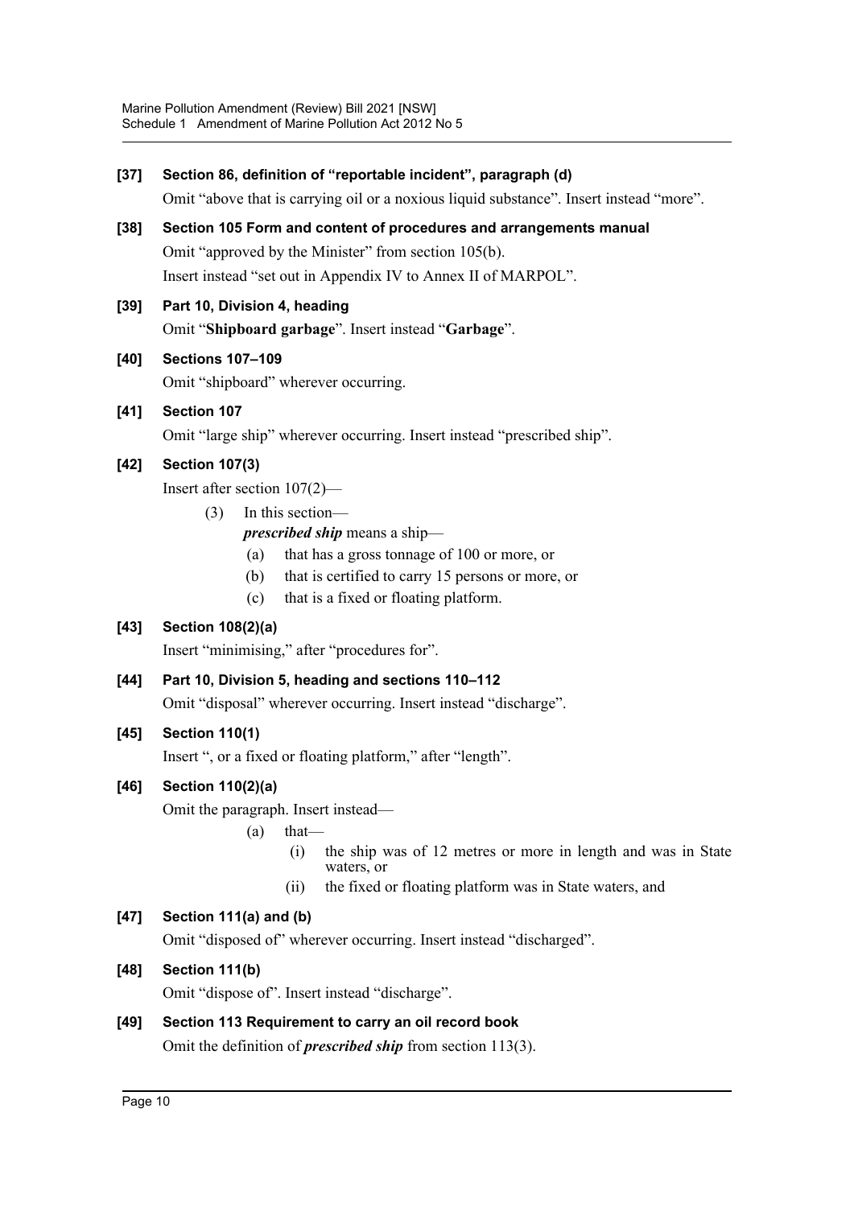**[37] Section 86, definition of "reportable incident", paragraph (d)**

Omit "above that is carrying oil or a noxious liquid substance". Insert instead "more".

**[38] Section 105 Form and content of procedures and arrangements manual**

Omit "approved by the Minister" from section 105(b).

Insert instead "set out in Appendix IV to Annex II of MARPOL".

**[39] Part 10, Division 4, heading**

Omit "**Shipboard garbage**". Insert instead "**Garbage**".

**[40] Sections 107–109**

Omit "shipboard" wherever occurring.

**[41] Section 107**

Omit "large ship" wherever occurring. Insert instead "prescribed ship".

**[42] Section 107(3)**

Insert after section 107(2)—

(3) In this section—

***prescribed ship*** means a ship—

(a) that has a gross tonnage of 100 or more, or

(b) that is certified to carry 15 persons or more, or

(c) that is a fixed or floating platform.

**[43] Section 108(2)(a)**

Insert "minimising," after "procedures for".

**[44] Part 10, Division 5, heading and sections 110–112**

Omit "disposal" wherever occurring. Insert instead "discharge".

**[45] Section 110(1)**

Insert ", or a fixed or floating platform," after "length".

**[46] Section 110(2)(a)**

Omit the paragraph. Insert instead—

(a) that—

(i) the ship was of 12 metres or more in length and was in State waters, or

(ii) the fixed or floating platform was in State waters, and

**[47] Section 111(a) and (b)**

Omit "disposed of" wherever occurring. Insert instead "discharged".

**[48] Section 111(b)**

Omit "dispose of". Insert instead "discharge".

**[49] Section 113 Requirement to carry an oil record book**

Omit the definition of ***prescribed ship*** from section 113(3).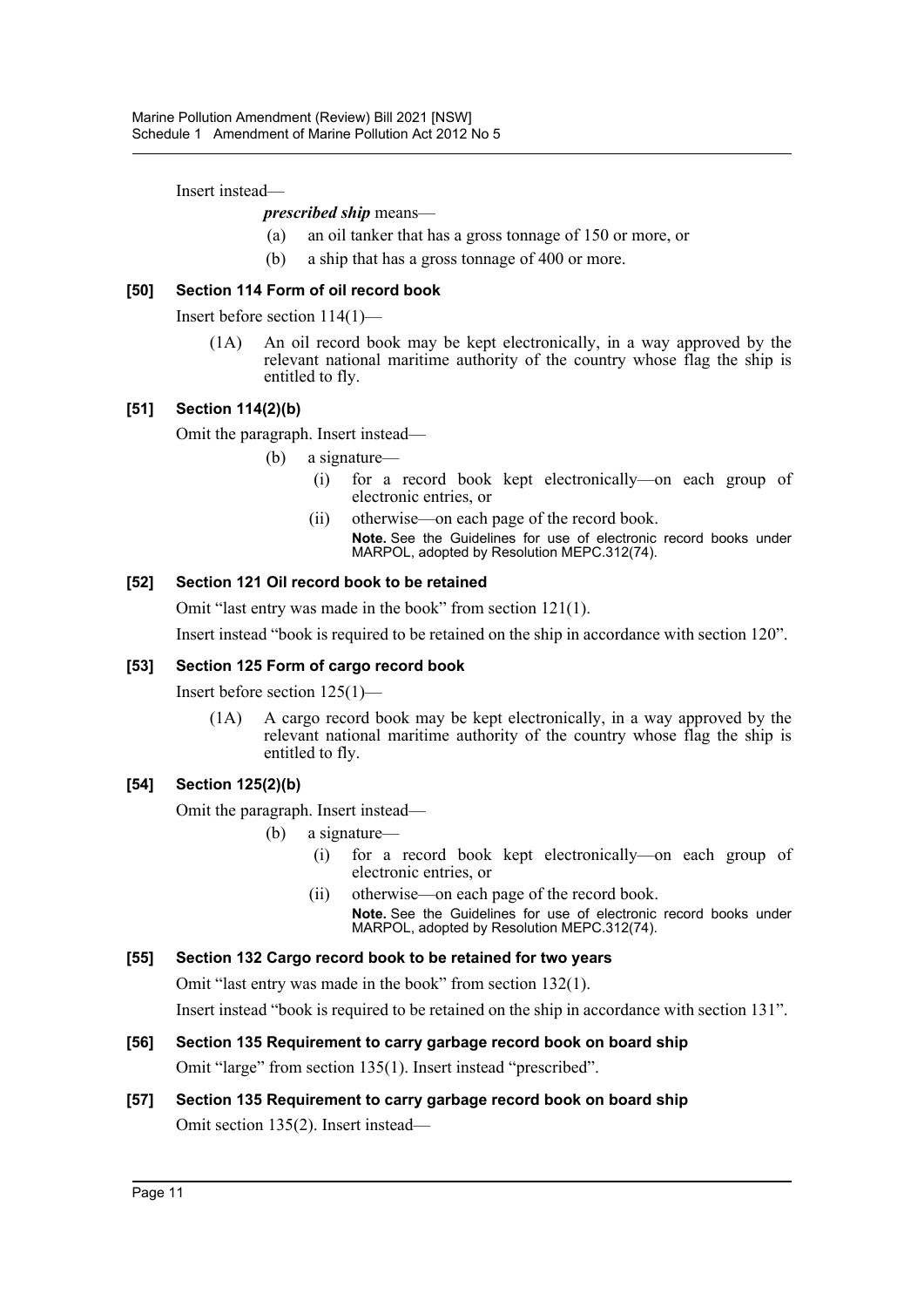Insert instead—

*prescribed ship* means—

(a) an oil tanker that has a gross tonnage of 150 or more, or

(b) a ship that has a gross tonnage of 400 or more.

### [50] Section 114 Form of oil record book

Insert before section 114(1)—

(1A) An oil record book may be kept electronically, in a way approved by the relevant national maritime authority of the country whose flag the ship is entitled to fly.

### [51] Section 114(2)(b)

Omit the paragraph. Insert instead—

(b) a signature—

(i) for a record book kept electronically—on each group of electronic entries, or

(ii) otherwise—on each page of the record book.

**Note.** See the Guidelines for use of electronic record books under MARPOL, adopted by Resolution MEPC.312(74).

### [52] Section 121 Oil record book to be retained

Omit "last entry was made in the book" from section 121(1).

Insert instead "book is required to be retained on the ship in accordance with section 120".

### [53] Section 125 Form of cargo record book

Insert before section 125(1)—

(1A) A cargo record book may be kept electronically, in a way approved by the relevant national maritime authority of the country whose flag the ship is entitled to fly.

### [54] Section 125(2)(b)

Omit the paragraph. Insert instead—

(b) a signature—

(i) for a record book kept electronically—on each group of electronic entries, or

(ii) otherwise—on each page of the record book.

**Note.** See the Guidelines for use of electronic record books under MARPOL, adopted by Resolution MEPC.312(74).

### [55] Section 132 Cargo record book to be retained for two years

Omit "last entry was made in the book" from section 132(1).

Insert instead "book is required to be retained on the ship in accordance with section 131".

### [56] Section 135 Requirement to carry garbage record book on board ship

Omit "large" from section 135(1). Insert instead "prescribed".

### [57] Section 135 Requirement to carry garbage record book on board ship

Omit section 135(2). Insert instead—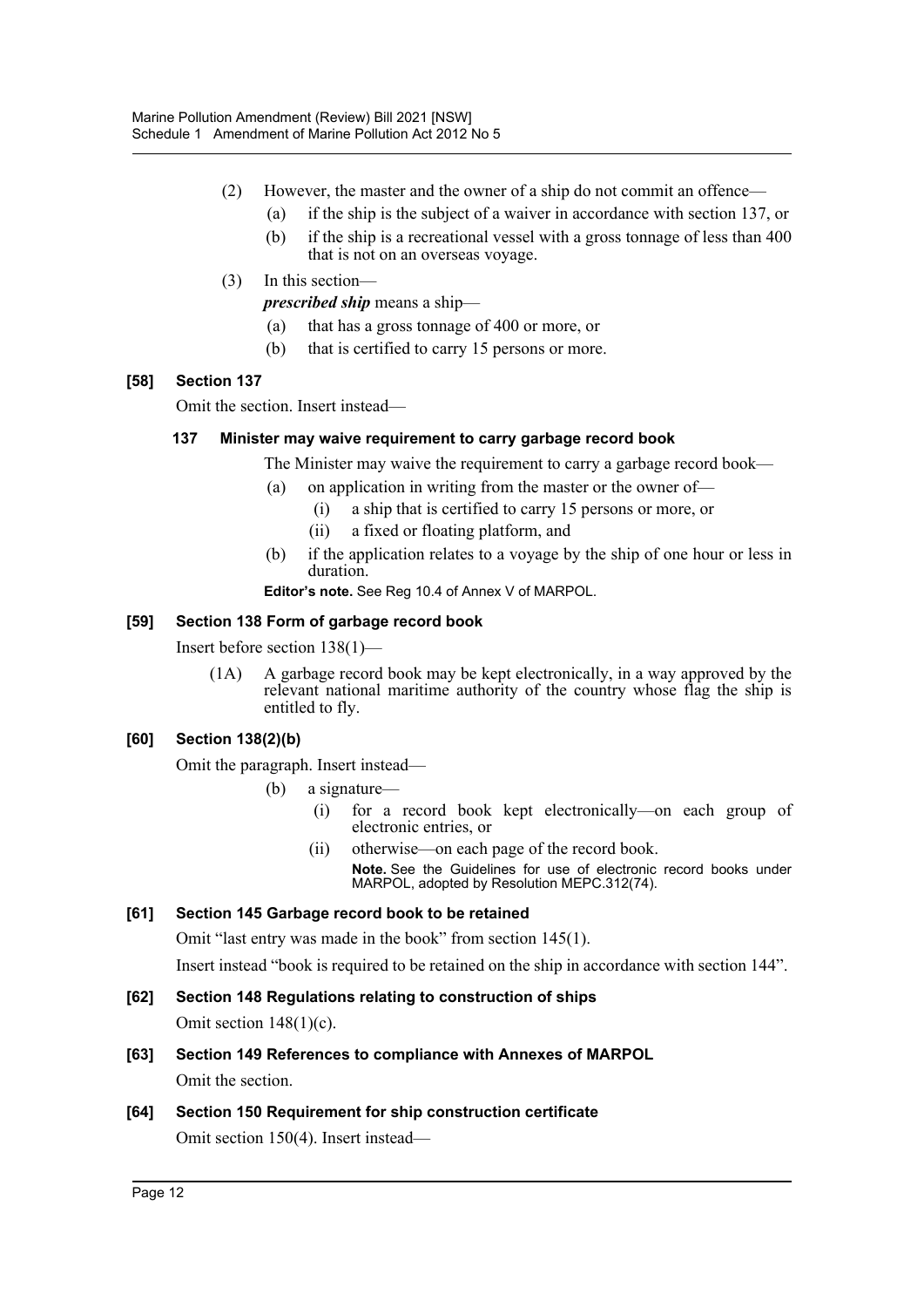(2) However, the master and the owner of a ship do not commit an offence—

(a) if the ship is the subject of a waiver in accordance with section 137, or

(b) if the ship is a recreational vessel with a gross tonnage of less than 400 that is not on an overseas voyage.

(3) In this section—

***prescribed ship*** means a ship—

(a) that has a gross tonnage of 400 or more, or

(b) that is certified to carry 15 persons or more.

### [58] Section 137

Omit the section. Insert instead—

#### 137 Minister may waive requirement to carry garbage record book

The Minister may waive the requirement to carry a garbage record book—

(a) on application in writing from the master or the owner of—

(i) a ship that is certified to carry 15 persons or more, or

(ii) a fixed or floating platform, and

(b) if the application relates to a voyage by the ship of one hour or less in duration.

**Editor's note.** See Reg 10.4 of Annex V of MARPOL.

### [59] Section 138 Form of garbage record book

Insert before section 138(1)—

(1A) A garbage record book may be kept electronically, in a way approved by the relevant national maritime authority of the country whose flag the ship is entitled to fly.

### [60] Section 138(2)(b)

Omit the paragraph. Insert instead—

(b) a signature—

(i) for a record book kept electronically—on each group of electronic entries, or

(ii) otherwise—on each page of the record book.

**Note.** See the Guidelines for use of electronic record books under MARPOL, adopted by Resolution MEPC.312(74).

### [61] Section 145 Garbage record book to be retained

Omit "last entry was made in the book" from section 145(1).

Insert instead "book is required to be retained on the ship in accordance with section 144".

### [62] Section 148 Regulations relating to construction of ships

Omit section 148(1)(c).

### [63] Section 149 References to compliance with Annexes of MARPOL

Omit the section.

### [64] Section 150 Requirement for ship construction certificate

Omit section 150(4). Insert instead—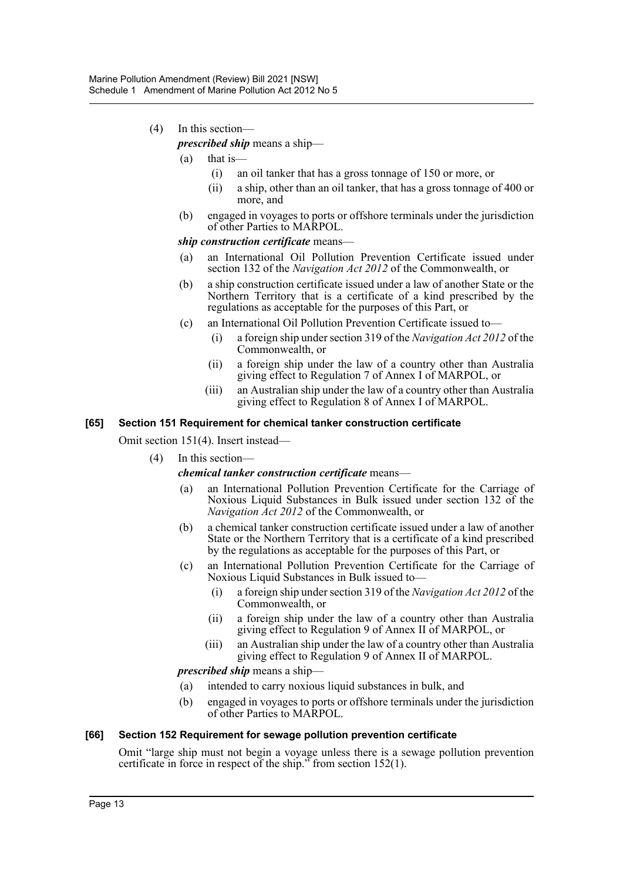(4) In this section—

***prescribed ship*** means a ship—

(a) that is—

(i) an oil tanker that has a gross tonnage of 150 or more, or

(ii) a ship, other than an oil tanker, that has a gross tonnage of 400 or more, and

(b) engaged in voyages to ports or offshore terminals under the jurisdiction of other Parties to MARPOL.

***ship construction certificate*** means—

(a) an International Oil Pollution Prevention Certificate issued under section 132 of the *Navigation Act 2012* of the Commonwealth, or

(b) a ship construction certificate issued under a law of another State or the Northern Territory that is a certificate of a kind prescribed by the regulations as acceptable for the purposes of this Part, or

(c) an International Oil Pollution Prevention Certificate issued to—

(i) a foreign ship under section 319 of the *Navigation Act 2012* of the Commonwealth, or

(ii) a foreign ship under the law of a country other than Australia giving effect to Regulation 7 of Annex I of MARPOL, or

(iii) an Australian ship under the law of a country other than Australia giving effect to Regulation 8 of Annex I of MARPOL.

### [65] Section 151 Requirement for chemical tanker construction certificate

Omit section 151(4). Insert instead—

(4) In this section—

***chemical tanker construction certificate*** means—

(a) an International Pollution Prevention Certificate for the Carriage of Noxious Liquid Substances in Bulk issued under section 132 of the *Navigation Act 2012* of the Commonwealth, or

(b) a chemical tanker construction certificate issued under a law of another State or the Northern Territory that is a certificate of a kind prescribed by the regulations as acceptable for the purposes of this Part, or

(c) an International Pollution Prevention Certificate for the Carriage of Noxious Liquid Substances in Bulk issued to—

(i) a foreign ship under section 319 of the *Navigation Act 2012* of the Commonwealth, or

(ii) a foreign ship under the law of a country other than Australia giving effect to Regulation 9 of Annex II of MARPOL, or

(iii) an Australian ship under the law of a country other than Australia giving effect to Regulation 9 of Annex II of MARPOL.

***prescribed ship*** means a ship—

(a) intended to carry noxious liquid substances in bulk, and

(b) engaged in voyages to ports or offshore terminals under the jurisdiction of other Parties to MARPOL.

### [66] Section 152 Requirement for sewage pollution prevention certificate

Omit "large ship must not begin a voyage unless there is a sewage pollution prevention certificate in force in respect of the ship." from section 152(1).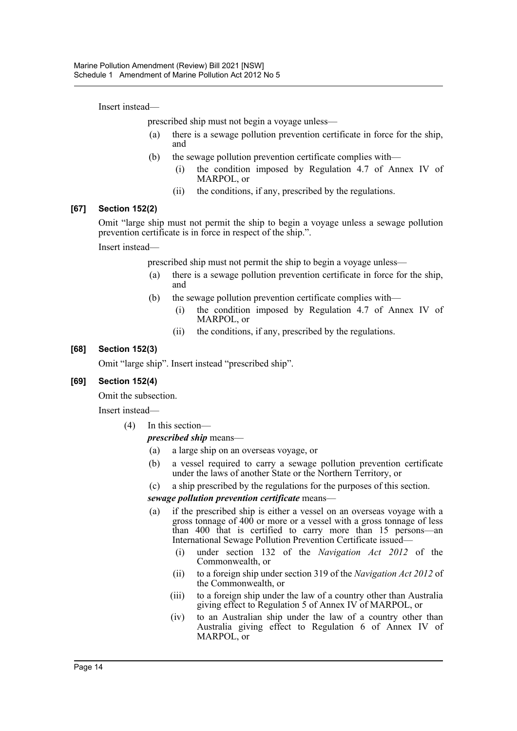Insert instead—

prescribed ship must not begin a voyage unless—

(a) there is a sewage pollution prevention certificate in force for the ship, and

(b) the sewage pollution prevention certificate complies with—

(i) the condition imposed by Regulation 4.7 of Annex IV of MARPOL, or

(ii) the conditions, if any, prescribed by the regulations.

### [67] Section 152(2)

Omit "large ship must not permit the ship to begin a voyage unless a sewage pollution prevention certificate is in force in respect of the ship.".

Insert instead—

prescribed ship must not permit the ship to begin a voyage unless—

(a) there is a sewage pollution prevention certificate in force for the ship, and

(b) the sewage pollution prevention certificate complies with—

(i) the condition imposed by Regulation 4.7 of Annex IV of MARPOL, or

(ii) the conditions, if any, prescribed by the regulations.

### [68] Section 152(3)

Omit "large ship". Insert instead "prescribed ship".

### [69] Section 152(4)

Omit the subsection.

Insert instead—

(4) In this section—

***prescribed ship*** means—

(a) a large ship on an overseas voyage, or

(b) a vessel required to carry a sewage pollution prevention certificate under the laws of another State or the Northern Territory, or

(c) a ship prescribed by the regulations for the purposes of this section.

***sewage pollution prevention certificate*** means—

(a) if the prescribed ship is either a vessel on an overseas voyage with a gross tonnage of 400 or more or a vessel with a gross tonnage of less than 400 that is certified to carry more than 15 persons—an International Sewage Pollution Prevention Certificate issued—

(i) under section 132 of the *Navigation Act 2012* of the Commonwealth, or

(ii) to a foreign ship under section 319 of the *Navigation Act 2012* of the Commonwealth, or

(iii) to a foreign ship under the law of a country other than Australia giving effect to Regulation 5 of Annex IV of MARPOL, or

(iv) to an Australian ship under the law of a country other than Australia giving effect to Regulation 6 of Annex IV of MARPOL, or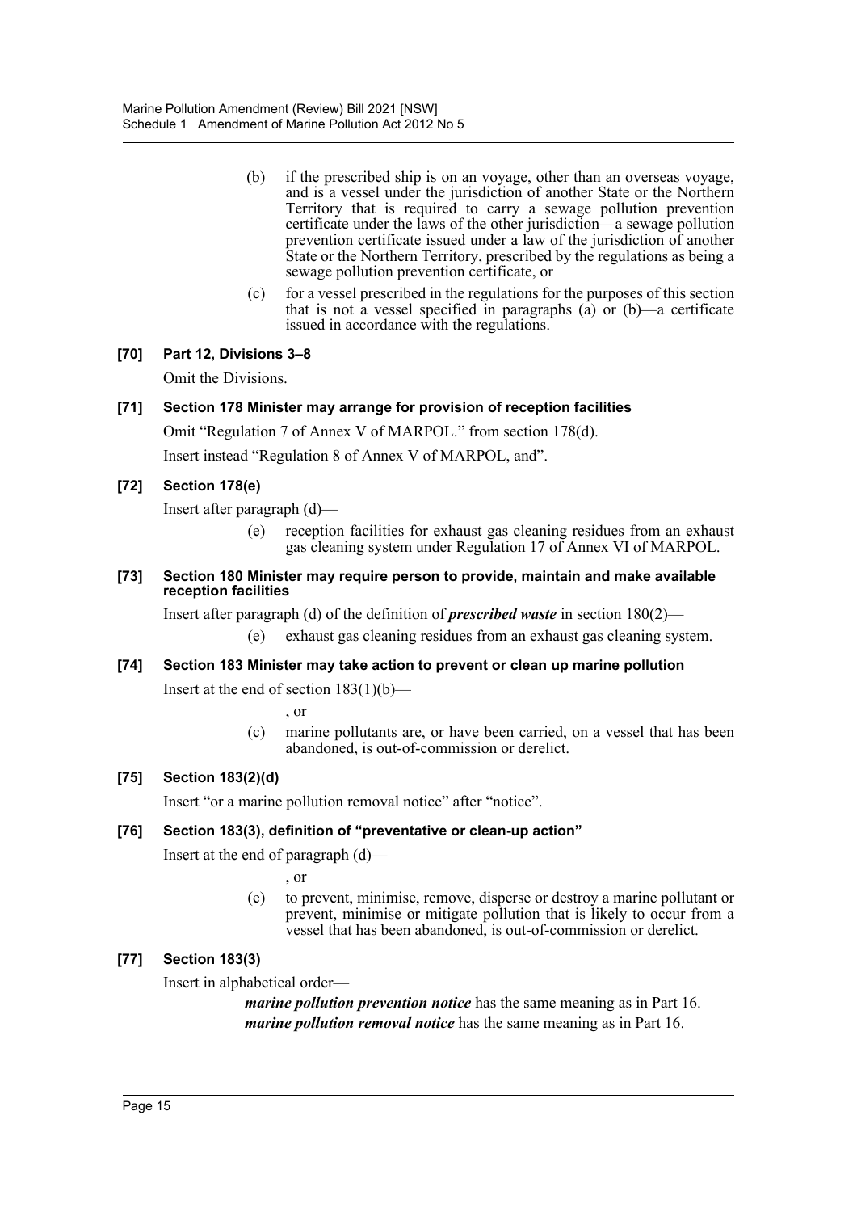(b) if the prescribed ship is on an voyage, other than an overseas voyage, and is a vessel under the jurisdiction of another State or the Northern Territory that is required to carry a sewage pollution prevention certificate under the laws of the other jurisdiction—a sewage pollution prevention certificate issued under a law of the jurisdiction of another State or the Northern Territory, prescribed by the regulations as being a sewage pollution prevention certificate, or

(c) for a vessel prescribed in the regulations for the purposes of this section that is not a vessel specified in paragraphs (a) or (b)—a certificate issued in accordance with the regulations.

**[70] Part 12, Divisions 3–8**

Omit the Divisions.

**[71] Section 178 Minister may arrange for provision of reception facilities**

Omit "Regulation 7 of Annex V of MARPOL." from section 178(d).

Insert instead "Regulation 8 of Annex V of MARPOL, and".

**[72] Section 178(e)**

Insert after paragraph (d)—

(e) reception facilities for exhaust gas cleaning residues from an exhaust gas cleaning system under Regulation 17 of Annex VI of MARPOL.

**[73] Section 180 Minister may require person to provide, maintain and make available reception facilities**

Insert after paragraph (d) of the definition of ***prescribed waste*** in section 180(2)—

(e) exhaust gas cleaning residues from an exhaust gas cleaning system.

**[74] Section 183 Minister may take action to prevent or clean up marine pollution**

Insert at the end of section 183(1)(b)—

, or

(c) marine pollutants are, or have been carried, on a vessel that has been abandoned, is out-of-commission or derelict.

**[75] Section 183(2)(d)**

Insert "or a marine pollution removal notice" after "notice".

**[76] Section 183(3), definition of "preventative or clean-up action"**

Insert at the end of paragraph (d)—

, or

(e) to prevent, minimise, remove, disperse or destroy a marine pollutant or prevent, minimise or mitigate pollution that is likely to occur from a vessel that has been abandoned, is out-of-commission or derelict.

**[77] Section 183(3)**

Insert in alphabetical order—

***marine pollution prevention notice*** has the same meaning as in Part 16.

***marine pollution removal notice*** has the same meaning as in Part 16.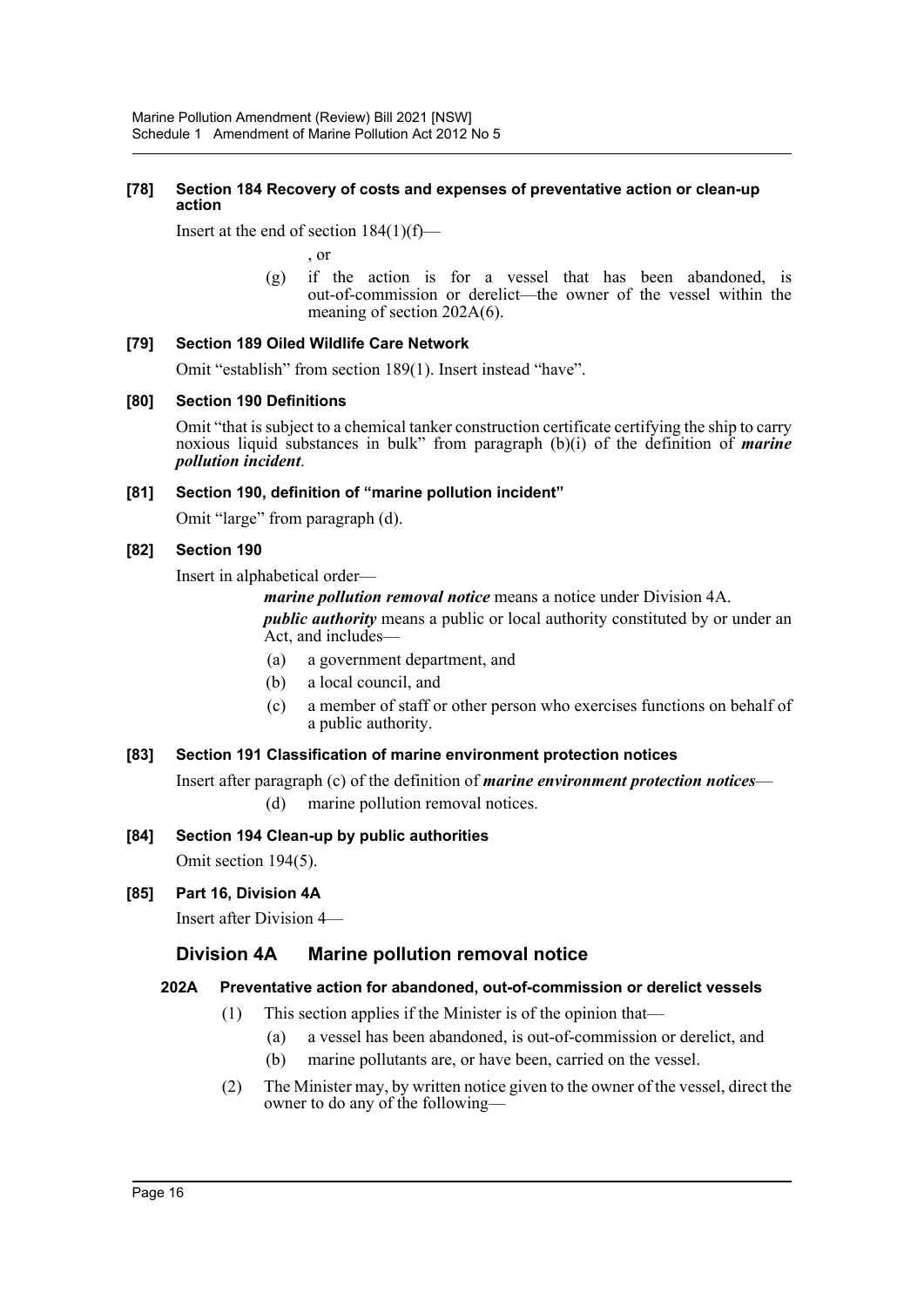#### [78] Section 184 Recovery of costs and expenses of preventative action or clean-up action

Insert at the end of section 184(1)(f)—

, or

(g) if the action is for a vessel that has been abandoned, is out-of-commission or derelict—the owner of the vessel within the meaning of section 202A(6).

#### [79] Section 189 Oiled Wildlife Care Network

Omit "establish" from section 189(1). Insert instead "have".

#### [80] Section 190 Definitions

Omit "that is subject to a chemical tanker construction certificate certifying the ship to carry noxious liquid substances in bulk" from paragraph (b)(i) of the definition of ***marine pollution incident***.

#### [81] Section 190, definition of "marine pollution incident"

Omit "large" from paragraph (d).

#### [82] Section 190

Insert in alphabetical order—

***marine pollution removal notice*** means a notice under Division 4A.

***public authority*** means a public or local authority constituted by or under an Act, and includes—

(a) a government department, and

(b) a local council, and

(c) a member of staff or other person who exercises functions on behalf of a public authority.

#### [83] Section 191 Classification of marine environment protection notices

Insert after paragraph (c) of the definition of ***marine environment protection notices***—

(d) marine pollution removal notices.

#### [84] Section 194 Clean-up by public authorities

Omit section 194(5).

#### [85] Part 16, Division 4A

Insert after Division 4—

## Division 4A Marine pollution removal notice

### 202A Preventative action for abandoned, out-of-commission or derelict vessels

(1) This section applies if the Minister is of the opinion that—

(a) a vessel has been abandoned, is out-of-commission or derelict, and

(b) marine pollutants are, or have been, carried on the vessel.

(2) The Minister may, by written notice given to the owner of the vessel, direct the owner to do any of the following—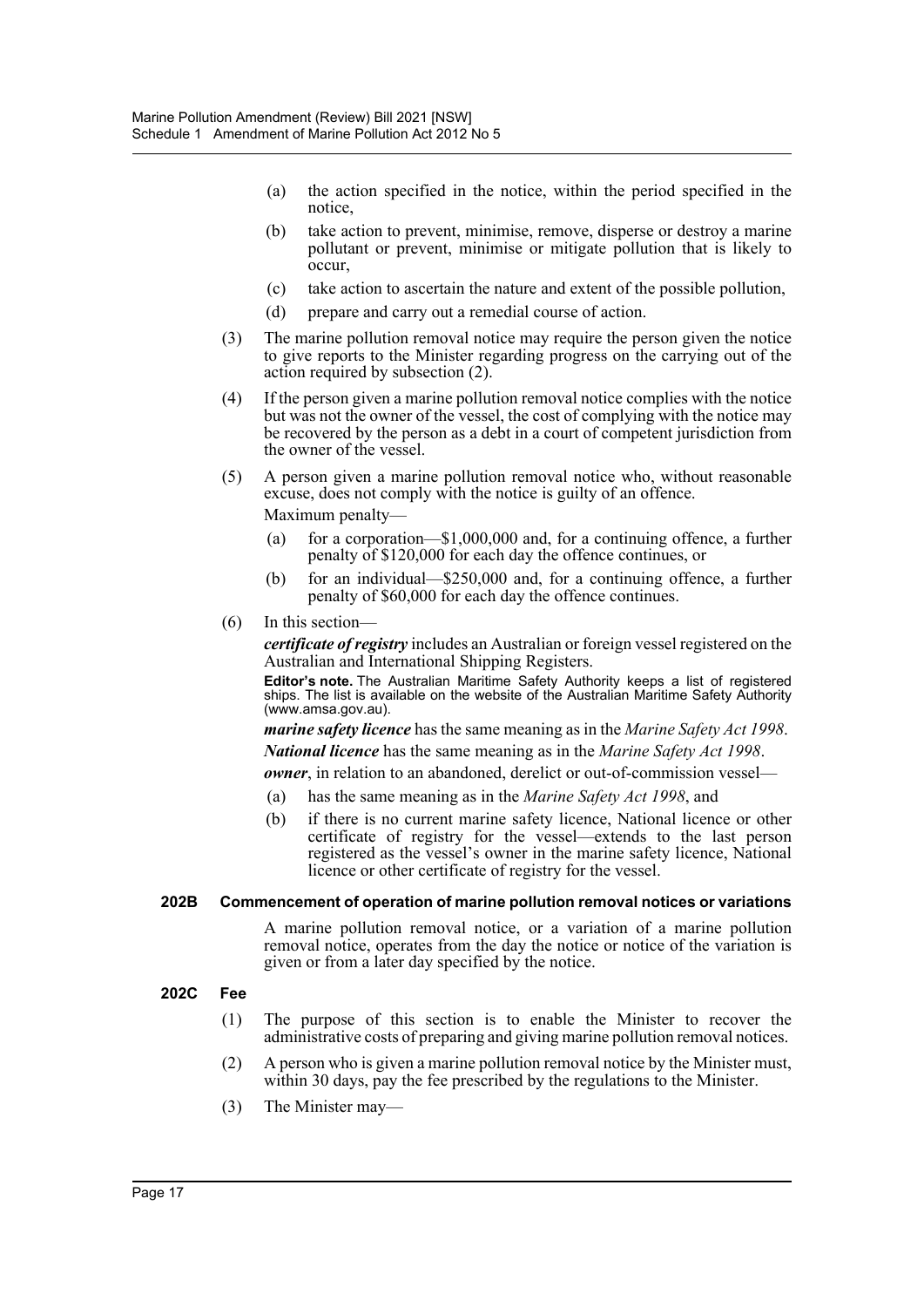(a) the action specified in the notice, within the period specified in the notice,

(b) take action to prevent, minimise, remove, disperse or destroy a marine pollutant or prevent, minimise or mitigate pollution that is likely to occur,

(c) take action to ascertain the nature and extent of the possible pollution,

(d) prepare and carry out a remedial course of action.

(3) The marine pollution removal notice may require the person given the notice to give reports to the Minister regarding progress on the carrying out of the action required by subsection (2).

(4) If the person given a marine pollution removal notice complies with the notice but was not the owner of the vessel, the cost of complying with the notice may be recovered by the person as a debt in a court of competent jurisdiction from the owner of the vessel.

(5) A person given a marine pollution removal notice who, without reasonable excuse, does not comply with the notice is guilty of an offence.

Maximum penalty—

(a) for a corporation—$1,000,000 and, for a continuing offence, a further penalty of $120,000 for each day the offence continues, or

(b) for an individual—$250,000 and, for a continuing offence, a further penalty of $60,000 for each day the offence continues.

(6) In this section—

***certificate of registry*** includes an Australian or foreign vessel registered on the Australian and International Shipping Registers.

**Editor's note.** The Australian Maritime Safety Authority keeps a list of registered ships. The list is available on the website of the Australian Maritime Safety Authority (www.amsa.gov.au).

***marine safety licence*** has the same meaning as in the *Marine Safety Act 1998*.

***National licence*** has the same meaning as in the *Marine Safety Act 1998*.

***owner***, in relation to an abandoned, derelict or out-of-commission vessel—

(a) has the same meaning as in the *Marine Safety Act 1998*, and

(b) if there is no current marine safety licence, National licence or other certificate of registry for the vessel—extends to the last person registered as the vessel's owner in the marine safety licence, National licence or other certificate of registry for the vessel.

**202B Commencement of operation of marine pollution removal notices or variations**

A marine pollution removal notice, or a variation of a marine pollution removal notice, operates from the day the notice or notice of the variation is given or from a later day specified by the notice.

**202C Fee**

(1) The purpose of this section is to enable the Minister to recover the administrative costs of preparing and giving marine pollution removal notices.

(2) A person who is given a marine pollution removal notice by the Minister must, within 30 days, pay the fee prescribed by the regulations to the Minister.

(3) The Minister may—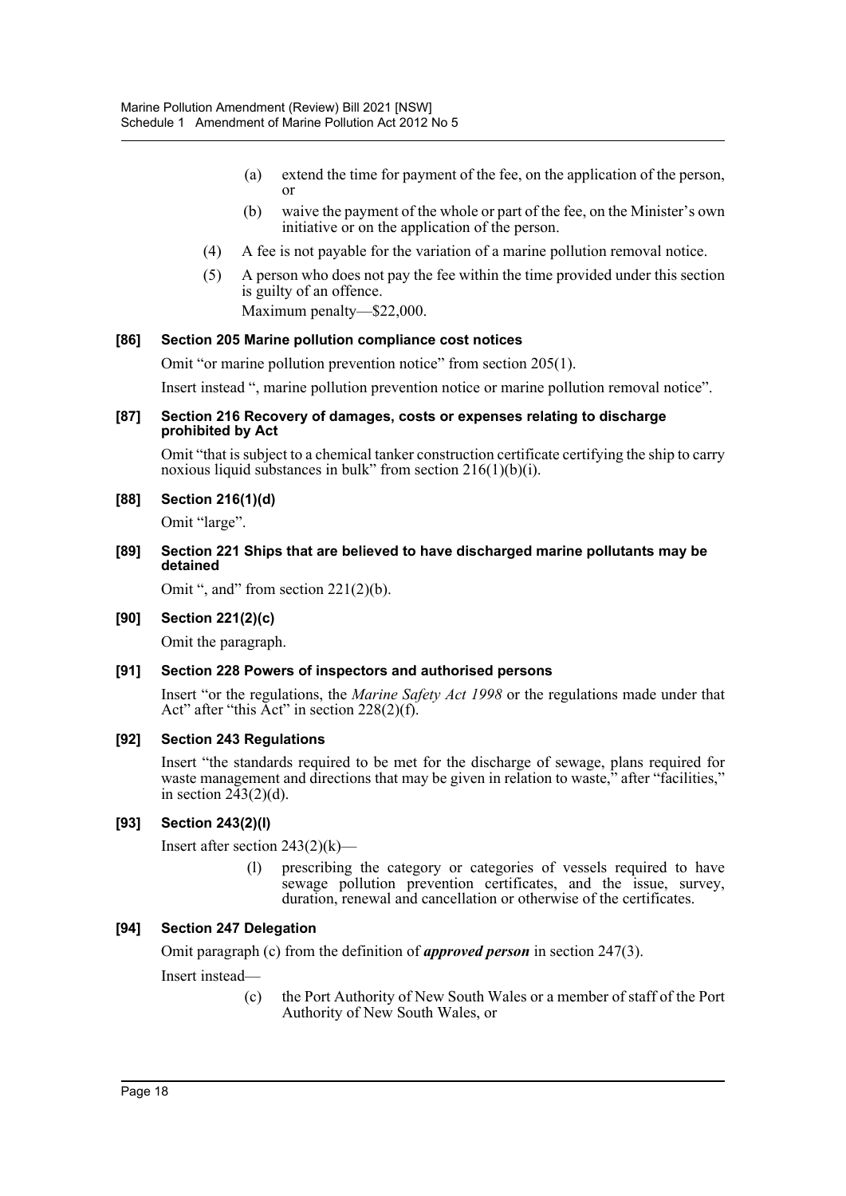(a) extend the time for payment of the fee, on the application of the person, or

(b) waive the payment of the whole or part of the fee, on the Minister's own initiative or on the application of the person.

(4) A fee is not payable for the variation of a marine pollution removal notice.

(5) A person who does not pay the fee within the time provided under this section is guilty of an offence.

Maximum penalty—$22,000.

### [86] Section 205 Marine pollution compliance cost notices

Omit "or marine pollution prevention notice" from section 205(1).

Insert instead ", marine pollution prevention notice or marine pollution removal notice".

### [87] Section 216 Recovery of damages, costs or expenses relating to discharge prohibited by Act

Omit "that is subject to a chemical tanker construction certificate certifying the ship to carry noxious liquid substances in bulk" from section 216(1)(b)(i).

### [88] Section 216(1)(d)

Omit "large".

### [89] Section 221 Ships that are believed to have discharged marine pollutants may be detained

Omit ", and" from section 221(2)(b).

### [90] Section 221(2)(c)

Omit the paragraph.

### [91] Section 228 Powers of inspectors and authorised persons

Insert "or the regulations, the *Marine Safety Act 1998* or the regulations made under that Act" after "this Act" in section 228(2)(f).

### [92] Section 243 Regulations

Insert "the standards required to be met for the discharge of sewage, plans required for waste management and directions that may be given in relation to waste," after "facilities," in section 243(2)(d).

### [93] Section 243(2)(l)

Insert after section 243(2)(k)—

(l) prescribing the category or categories of vessels required to have sewage pollution prevention certificates, and the issue, survey, duration, renewal and cancellation or otherwise of the certificates.

### [94] Section 247 Delegation

Omit paragraph (c) from the definition of ***approved person*** in section 247(3).

Insert instead—

(c) the Port Authority of New South Wales or a member of staff of the Port Authority of New South Wales, or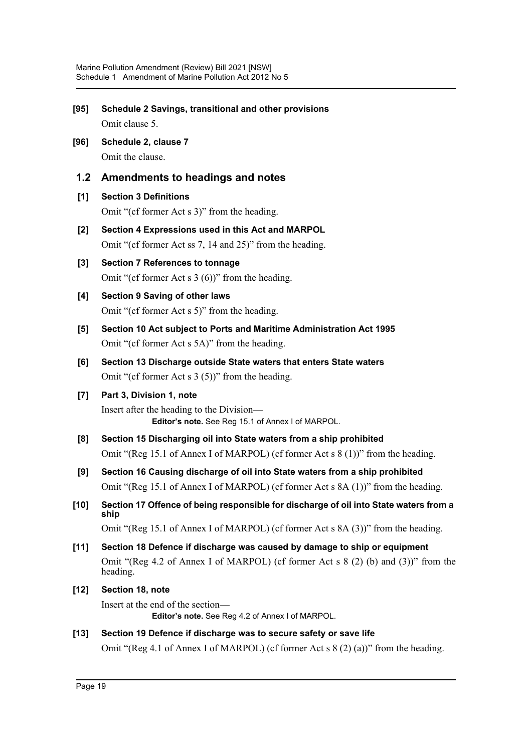**[95] Schedule 2 Savings, transitional and other provisions**

Omit clause 5.

**[96] Schedule 2, clause 7**

Omit the clause.

## 1.2 Amendments to headings and notes

**[1] Section 3 Definitions**

Omit "(cf former Act s 3)" from the heading.

**[2] Section 4 Expressions used in this Act and MARPOL**

Omit "(cf former Act ss 7, 14 and 25)" from the heading.

**[3] Section 7 References to tonnage**

Omit "(cf former Act s 3 (6))" from the heading.

**[4] Section 9 Saving of other laws**

Omit "(cf former Act s 5)" from the heading.

**[5] Section 10 Act subject to Ports and Maritime Administration Act 1995**

Omit "(cf former Act s 5A)" from the heading.

**[6] Section 13 Discharge outside State waters that enters State waters**

Omit "(cf former Act s 3 (5))" from the heading.

**[7] Part 3, Division 1, note**

Insert after the heading to the Division—

> **Editor's note.** See Reg 15.1 of Annex I of MARPOL.

**[8] Section 15 Discharging oil into State waters from a ship prohibited**

Omit "(Reg 15.1 of Annex I of MARPOL) (cf former Act s 8 (1))" from the heading.

**[9] Section 16 Causing discharge of oil into State waters from a ship prohibited**

Omit "(Reg 15.1 of Annex I of MARPOL) (cf former Act s 8A (1))" from the heading.

**[10] Section 17 Offence of being responsible for discharge of oil into State waters from a ship**

Omit "(Reg 15.1 of Annex I of MARPOL) (cf former Act s 8A (3))" from the heading.

**[11] Section 18 Defence if discharge was caused by damage to ship or equipment**

Omit "(Reg 4.2 of Annex I of MARPOL) (cf former Act s 8 (2) (b) and (3))" from the heading.

**[12] Section 18, note**

Insert at the end of the section—

> **Editor's note.** See Reg 4.2 of Annex I of MARPOL.

**[13] Section 19 Defence if discharge was to secure safety or save life**

Omit "(Reg 4.1 of Annex I of MARPOL) (cf former Act s 8 (2) (a))" from the heading.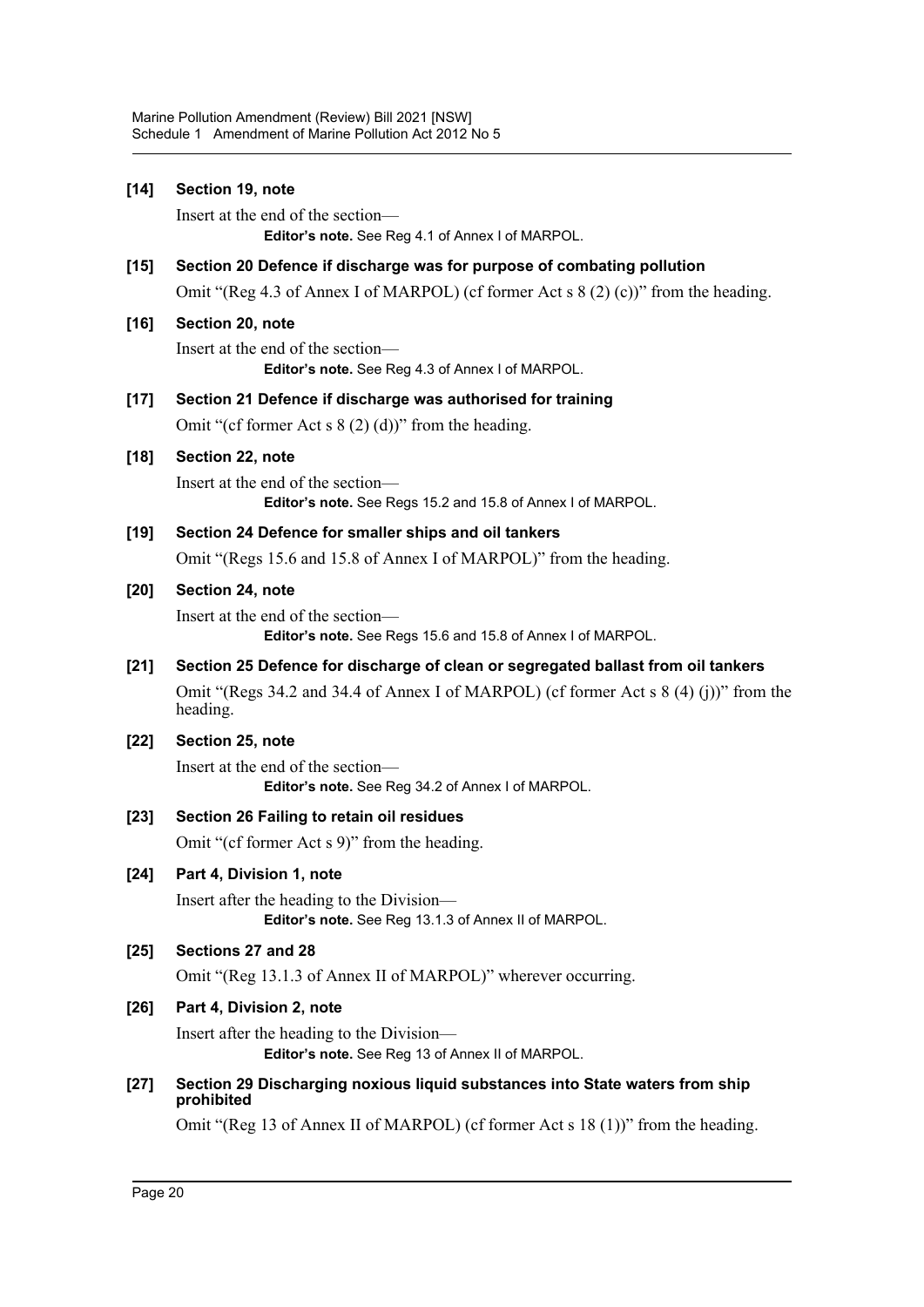**[14] Section 19, note**

Insert at the end of the section—

> **Editor's note.** See Reg 4.1 of Annex I of MARPOL.

**[15] Section 20 Defence if discharge was for purpose of combating pollution**

Omit "(Reg 4.3 of Annex I of MARPOL) (cf former Act s 8 (2) (c))" from the heading.

**[16] Section 20, note**

Insert at the end of the section—

> **Editor's note.** See Reg 4.3 of Annex I of MARPOL.

**[17] Section 21 Defence if discharge was authorised for training**

Omit "(cf former Act s 8 (2) (d))" from the heading.

**[18] Section 22, note**

Insert at the end of the section—

> **Editor's note.** See Regs 15.2 and 15.8 of Annex I of MARPOL.

**[19] Section 24 Defence for smaller ships and oil tankers**

Omit "(Regs 15.6 and 15.8 of Annex I of MARPOL)" from the heading.

**[20] Section 24, note**

Insert at the end of the section—

> **Editor's note.** See Regs 15.6 and 15.8 of Annex I of MARPOL.

**[21] Section 25 Defence for discharge of clean or segregated ballast from oil tankers**

Omit "(Regs 34.2 and 34.4 of Annex I of MARPOL) (cf former Act s 8 (4) (j))" from the heading.

**[22] Section 25, note**

Insert at the end of the section—

> **Editor's note.** See Reg 34.2 of Annex I of MARPOL.

**[23] Section 26 Failing to retain oil residues**

Omit "(cf former Act s 9)" from the heading.

**[24] Part 4, Division 1, note**

Insert after the heading to the Division—

> **Editor's note.** See Reg 13.1.3 of Annex II of MARPOL.

**[25] Sections 27 and 28**

Omit "(Reg 13.1.3 of Annex II of MARPOL)" wherever occurring.

**[26] Part 4, Division 2, note**

Insert after the heading to the Division—

> **Editor's note.** See Reg 13 of Annex II of MARPOL.

**[27] Section 29 Discharging noxious liquid substances into State waters from ship prohibited**

Omit "(Reg 13 of Annex II of MARPOL) (cf former Act s 18 (1))" from the heading.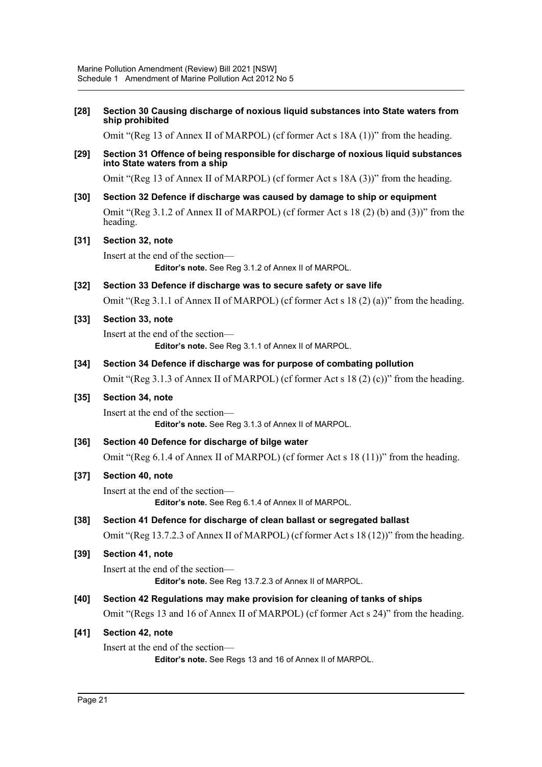**[28] Section 30 Causing discharge of noxious liquid substances into State waters from ship prohibited**

Omit "(Reg 13 of Annex II of MARPOL) (cf former Act s 18A (1))" from the heading.

**[29] Section 31 Offence of being responsible for discharge of noxious liquid substances into State waters from a ship**

Omit "(Reg 13 of Annex II of MARPOL) (cf former Act s 18A (3))" from the heading.

**[30] Section 32 Defence if discharge was caused by damage to ship or equipment**

Omit "(Reg 3.1.2 of Annex II of MARPOL) (cf former Act s 18 (2) (b) and (3))" from the heading.

**[31] Section 32, note**

Insert at the end of the section—

> **Editor's note.** See Reg 3.1.2 of Annex II of MARPOL.

**[32] Section 33 Defence if discharge was to secure safety or save life**

Omit "(Reg 3.1.1 of Annex II of MARPOL) (cf former Act s 18 (2) (a))" from the heading.

**[33] Section 33, note**

Insert at the end of the section—

> **Editor's note.** See Reg 3.1.1 of Annex II of MARPOL.

**[34] Section 34 Defence if discharge was for purpose of combating pollution**

Omit "(Reg 3.1.3 of Annex II of MARPOL) (cf former Act s 18 (2) (c))" from the heading.

**[35] Section 34, note**

Insert at the end of the section—

> **Editor's note.** See Reg 3.1.3 of Annex II of MARPOL.

**[36] Section 40 Defence for discharge of bilge water**

Omit "(Reg 6.1.4 of Annex II of MARPOL) (cf former Act s 18 (11))" from the heading.

**[37] Section 40, note**

Insert at the end of the section—

> **Editor's note.** See Reg 6.1.4 of Annex II of MARPOL.

**[38] Section 41 Defence for discharge of clean ballast or segregated ballast**

Omit "(Reg 13.7.2.3 of Annex II of MARPOL) (cf former Act s 18 (12))" from the heading.

**[39] Section 41, note**

Insert at the end of the section—

> **Editor's note.** See Reg 13.7.2.3 of Annex II of MARPOL.

**[40] Section 42 Regulations may make provision for cleaning of tanks of ships**

Omit "(Regs 13 and 16 of Annex II of MARPOL) (cf former Act s 24)" from the heading.

**[41] Section 42, note**

Insert at the end of the section—

> **Editor's note.** See Regs 13 and 16 of Annex II of MARPOL.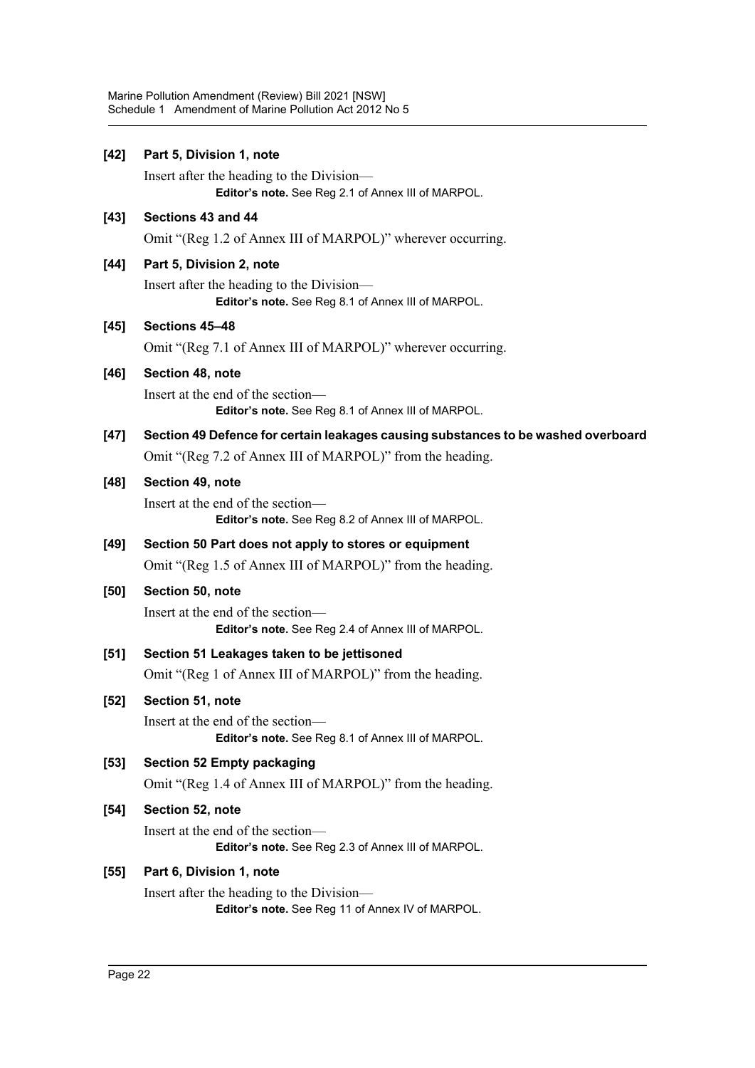**[42] Part 5, Division 1, note**

Insert after the heading to the Division—

> **Editor's note.** See Reg 2.1 of Annex III of MARPOL.

**[43] Sections 43 and 44**

Omit "(Reg 1.2 of Annex III of MARPOL)" wherever occurring.

**[44] Part 5, Division 2, note**

Insert after the heading to the Division—

> **Editor's note.** See Reg 8.1 of Annex III of MARPOL.

**[45] Sections 45–48**

Omit "(Reg 7.1 of Annex III of MARPOL)" wherever occurring.

**[46] Section 48, note**

Insert at the end of the section—

> **Editor's note.** See Reg 8.1 of Annex III of MARPOL.

**[47] Section 49 Defence for certain leakages causing substances to be washed overboard**

Omit "(Reg 7.2 of Annex III of MARPOL)" from the heading.

**[48] Section 49, note**

Insert at the end of the section—

> **Editor's note.** See Reg 8.2 of Annex III of MARPOL.

**[49] Section 50 Part does not apply to stores or equipment**

Omit "(Reg 1.5 of Annex III of MARPOL)" from the heading.

**[50] Section 50, note**

Insert at the end of the section—

> **Editor's note.** See Reg 2.4 of Annex III of MARPOL.

**[51] Section 51 Leakages taken to be jettisoned**

Omit "(Reg 1 of Annex III of MARPOL)" from the heading.

**[52] Section 51, note**

Insert at the end of the section—

> **Editor's note.** See Reg 8.1 of Annex III of MARPOL.

**[53] Section 52 Empty packaging**

Omit "(Reg 1.4 of Annex III of MARPOL)" from the heading.

**[54] Section 52, note**

Insert at the end of the section—

> **Editor's note.** See Reg 2.3 of Annex III of MARPOL.

**[55] Part 6, Division 1, note**

Insert after the heading to the Division—

> **Editor's note.** See Reg 11 of Annex IV of MARPOL.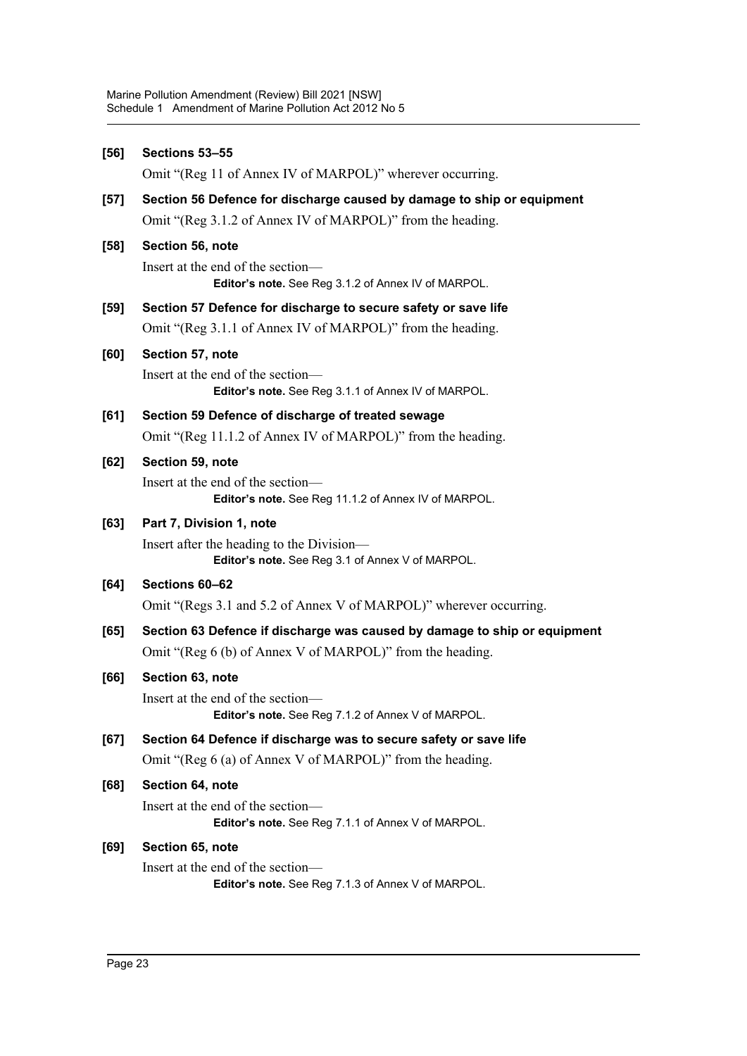**[56] Sections 53–55**

Omit "(Reg 11 of Annex IV of MARPOL)" wherever occurring.

**[57] Section 56 Defence for discharge caused by damage to ship or equipment**

Omit "(Reg 3.1.2 of Annex IV of MARPOL)" from the heading.

**[58] Section 56, note**

Insert at the end of the section—

> **Editor's note.** See Reg 3.1.2 of Annex IV of MARPOL.

**[59] Section 57 Defence for discharge to secure safety or save life**

Omit "(Reg 3.1.1 of Annex IV of MARPOL)" from the heading.

**[60] Section 57, note**

Insert at the end of the section—

> **Editor's note.** See Reg 3.1.1 of Annex IV of MARPOL.

**[61] Section 59 Defence of discharge of treated sewage**

Omit "(Reg 11.1.2 of Annex IV of MARPOL)" from the heading.

**[62] Section 59, note**

Insert at the end of the section—

> **Editor's note.** See Reg 11.1.2 of Annex IV of MARPOL.

**[63] Part 7, Division 1, note**

Insert after the heading to the Division—

> **Editor's note.** See Reg 3.1 of Annex V of MARPOL.

**[64] Sections 60–62**

Omit "(Regs 3.1 and 5.2 of Annex V of MARPOL)" wherever occurring.

**[65] Section 63 Defence if discharge was caused by damage to ship or equipment**

Omit "(Reg 6 (b) of Annex V of MARPOL)" from the heading.

**[66] Section 63, note**

Insert at the end of the section—

> **Editor's note.** See Reg 7.1.2 of Annex V of MARPOL.

**[67] Section 64 Defence if discharge was to secure safety or save life**

Omit "(Reg 6 (a) of Annex V of MARPOL)" from the heading.

**[68] Section 64, note**

Insert at the end of the section—

> **Editor's note.** See Reg 7.1.1 of Annex V of MARPOL.

**[69] Section 65, note**

Insert at the end of the section—

> **Editor's note.** See Reg 7.1.3 of Annex V of MARPOL.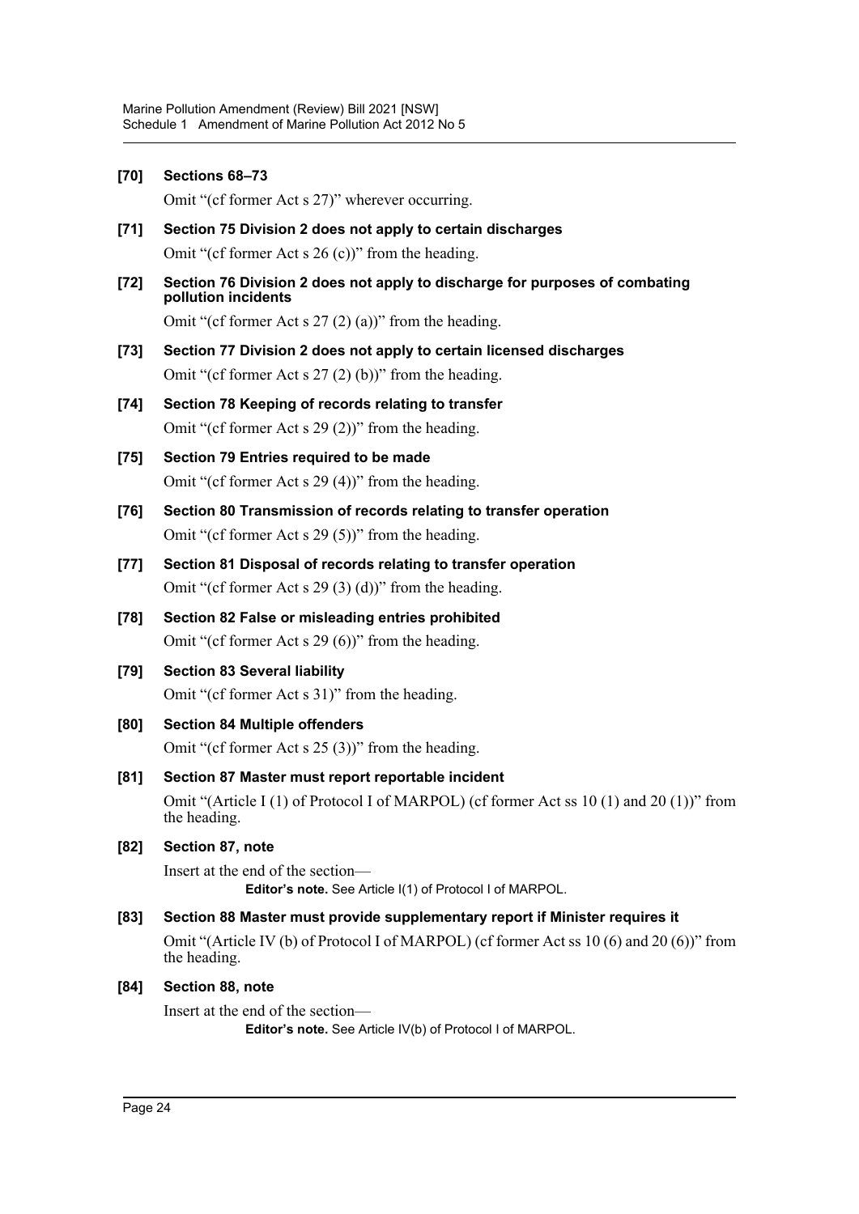**[70] Sections 68–73**

Omit "(cf former Act s 27)" wherever occurring.

**[71] Section 75 Division 2 does not apply to certain discharges**

Omit "(cf former Act s 26 (c))" from the heading.

**[72] Section 76 Division 2 does not apply to discharge for purposes of combating pollution incidents**

Omit "(cf former Act s 27 (2) (a))" from the heading.

**[73] Section 77 Division 2 does not apply to certain licensed discharges**

Omit "(cf former Act s 27 (2) (b))" from the heading.

**[74] Section 78 Keeping of records relating to transfer**

Omit "(cf former Act s 29 (2))" from the heading.

**[75] Section 79 Entries required to be made**

Omit "(cf former Act s 29 (4))" from the heading.

**[76] Section 80 Transmission of records relating to transfer operation**

Omit "(cf former Act s 29 (5))" from the heading.

**[77] Section 81 Disposal of records relating to transfer operation**

Omit "(cf former Act s 29 (3) (d))" from the heading.

**[78] Section 82 False or misleading entries prohibited**

Omit "(cf former Act s 29 (6))" from the heading.

**[79] Section 83 Several liability**

Omit "(cf former Act s 31)" from the heading.

**[80] Section 84 Multiple offenders**

Omit "(cf former Act s 25 (3))" from the heading.

**[81] Section 87 Master must report reportable incident**

Omit "(Article I (1) of Protocol I of MARPOL) (cf former Act ss 10 (1) and 20 (1))" from the heading.

**[82] Section 87, note**

Insert at the end of the section—

**Editor's note.** See Article I(1) of Protocol I of MARPOL.

**[83] Section 88 Master must provide supplementary report if Minister requires it**

Omit "(Article IV (b) of Protocol I of MARPOL) (cf former Act ss 10 (6) and 20 (6))" from the heading.

**[84] Section 88, note**

Insert at the end of the section—

**Editor's note.** See Article IV(b) of Protocol I of MARPOL.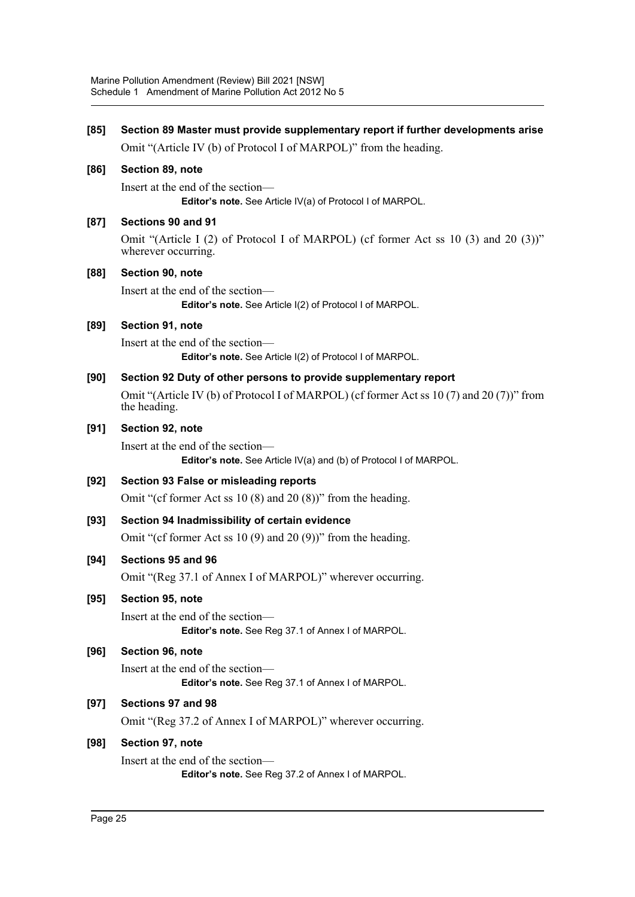**[85] Section 89 Master must provide supplementary report if further developments arise**

Omit "(Article IV (b) of Protocol I of MARPOL)" from the heading.

**[86] Section 89, note**

Insert at the end of the section—

**Editor's note.** See Article IV(a) of Protocol I of MARPOL.

**[87] Sections 90 and 91**

Omit "(Article I (2) of Protocol I of MARPOL) (cf former Act ss 10 (3) and 20 (3))" wherever occurring.

**[88] Section 90, note**

Insert at the end of the section—

**Editor's note.** See Article I(2) of Protocol I of MARPOL.

**[89] Section 91, note**

Insert at the end of the section—

**Editor's note.** See Article I(2) of Protocol I of MARPOL.

**[90] Section 92 Duty of other persons to provide supplementary report**

Omit "(Article IV (b) of Protocol I of MARPOL) (cf former Act ss 10 (7) and 20 (7))" from the heading.

**[91] Section 92, note**

Insert at the end of the section—

**Editor's note.** See Article IV(a) and (b) of Protocol I of MARPOL.

**[92] Section 93 False or misleading reports**

Omit "(cf former Act ss 10 (8) and 20 (8))" from the heading.

**[93] Section 94 Inadmissibility of certain evidence**

Omit "(cf former Act ss 10 (9) and 20 (9))" from the heading.

**[94] Sections 95 and 96**

Omit "(Reg 37.1 of Annex I of MARPOL)" wherever occurring.

**[95] Section 95, note**

Insert at the end of the section—

**Editor's note.** See Reg 37.1 of Annex I of MARPOL.

**[96] Section 96, note**

Insert at the end of the section—

**Editor's note.** See Reg 37.1 of Annex I of MARPOL.

**[97] Sections 97 and 98**

Omit "(Reg 37.2 of Annex I of MARPOL)" wherever occurring.

**[98] Section 97, note**

Insert at the end of the section—

**Editor's note.** See Reg 37.2 of Annex I of MARPOL.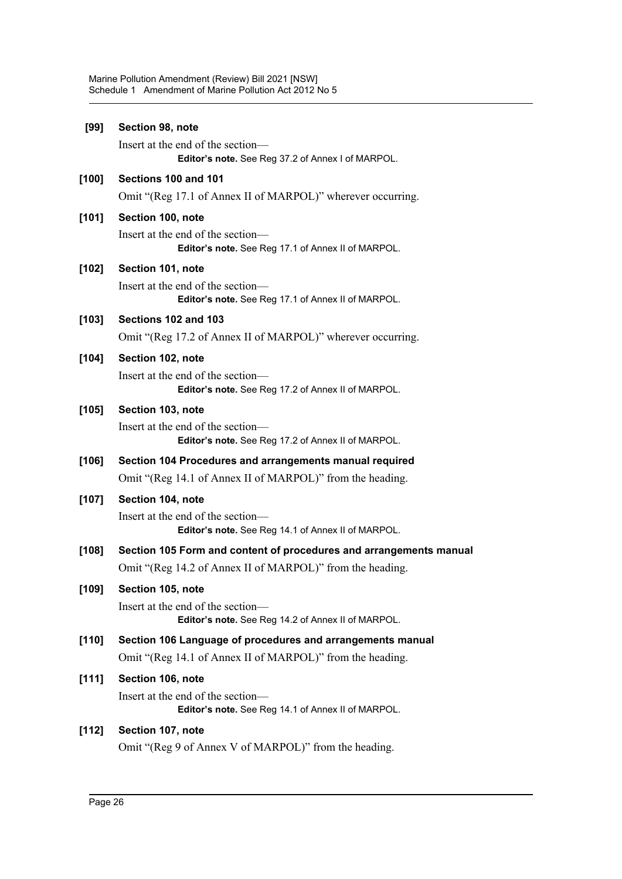**[99] Section 98, note**

Insert at the end of the section—

**Editor's note.** See Reg 37.2 of Annex I of MARPOL.

**[100] Sections 100 and 101**

Omit "(Reg 17.1 of Annex II of MARPOL)" wherever occurring.

**[101] Section 100, note**

Insert at the end of the section—

**Editor's note.** See Reg 17.1 of Annex II of MARPOL.

**[102] Section 101, note**

Insert at the end of the section—

**Editor's note.** See Reg 17.1 of Annex II of MARPOL.

**[103] Sections 102 and 103**

Omit "(Reg 17.2 of Annex II of MARPOL)" wherever occurring.

**[104] Section 102, note**

Insert at the end of the section—

**Editor's note.** See Reg 17.2 of Annex II of MARPOL.

**[105] Section 103, note**

Insert at the end of the section—

**Editor's note.** See Reg 17.2 of Annex II of MARPOL.

**[106] Section 104 Procedures and arrangements manual required**

Omit "(Reg 14.1 of Annex II of MARPOL)" from the heading.

**[107] Section 104, note**

Insert at the end of the section—

**Editor's note.** See Reg 14.1 of Annex II of MARPOL.

**[108] Section 105 Form and content of procedures and arrangements manual**

Omit "(Reg 14.2 of Annex II of MARPOL)" from the heading.

**[109] Section 105, note**

Insert at the end of the section—

**Editor's note.** See Reg 14.2 of Annex II of MARPOL.

**[110] Section 106 Language of procedures and arrangements manual**

Omit "(Reg 14.1 of Annex II of MARPOL)" from the heading.

**[111] Section 106, note**

Insert at the end of the section—

**Editor's note.** See Reg 14.1 of Annex II of MARPOL.

**[112] Section 107, note**

Omit "(Reg 9 of Annex V of MARPOL)" from the heading.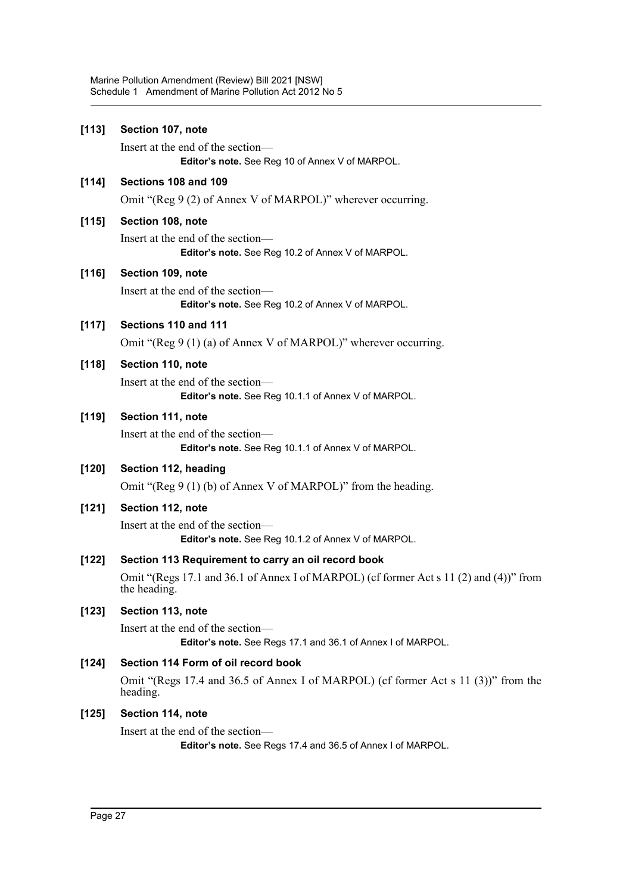**[113] Section 107, note**

Insert at the end of the section—

> **Editor's note.** See Reg 10 of Annex V of MARPOL.

**[114] Sections 108 and 109**

Omit "(Reg 9 (2) of Annex V of MARPOL)" wherever occurring.

**[115] Section 108, note**

Insert at the end of the section—

> **Editor's note.** See Reg 10.2 of Annex V of MARPOL.

**[116] Section 109, note**

Insert at the end of the section—

> **Editor's note.** See Reg 10.2 of Annex V of MARPOL.

**[117] Sections 110 and 111**

Omit "(Reg 9 (1) (a) of Annex V of MARPOL)" wherever occurring.

**[118] Section 110, note**

Insert at the end of the section—

> **Editor's note.** See Reg 10.1.1 of Annex V of MARPOL.

**[119] Section 111, note**

Insert at the end of the section—

> **Editor's note.** See Reg 10.1.1 of Annex V of MARPOL.

**[120] Section 112, heading**

Omit "(Reg 9 (1) (b) of Annex V of MARPOL)" from the heading.

**[121] Section 112, note**

Insert at the end of the section—

> **Editor's note.** See Reg 10.1.2 of Annex V of MARPOL.

**[122] Section 113 Requirement to carry an oil record book**

Omit "(Regs 17.1 and 36.1 of Annex I of MARPOL) (cf former Act s 11 (2) and (4))" from the heading.

**[123] Section 113, note**

Insert at the end of the section—

> **Editor's note.** See Regs 17.1 and 36.1 of Annex I of MARPOL.

**[124] Section 114 Form of oil record book**

Omit "(Regs 17.4 and 36.5 of Annex I of MARPOL) (cf former Act s 11 (3))" from the heading.

**[125] Section 114, note**

Insert at the end of the section—

> **Editor's note.** See Regs 17.4 and 36.5 of Annex I of MARPOL.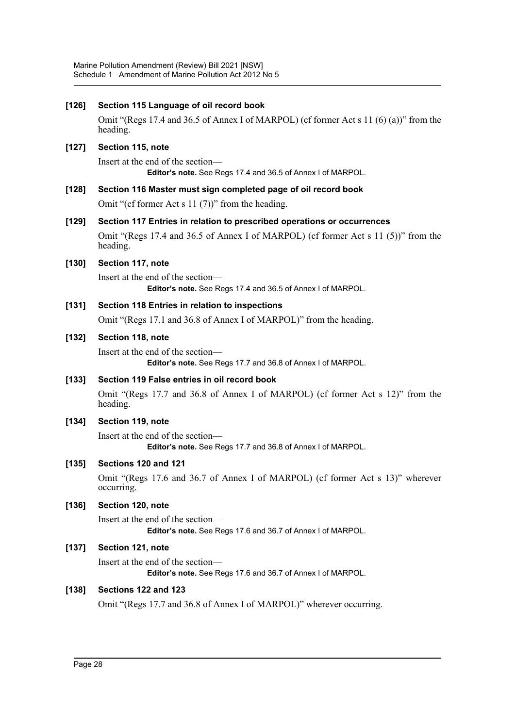### [126] Section 115 Language of oil record book

Omit "(Regs 17.4 and 36.5 of Annex I of MARPOL) (cf former Act s 11 (6) (a))" from the heading.

### [127] Section 115, note

Insert at the end of the section—

**Editor's note.** See Regs 17.4 and 36.5 of Annex I of MARPOL.

### [128] Section 116 Master must sign completed page of oil record book

Omit "(cf former Act s 11 (7))" from the heading.

### [129] Section 117 Entries in relation to prescribed operations or occurrences

Omit "(Regs 17.4 and 36.5 of Annex I of MARPOL) (cf former Act s 11 (5))" from the heading.

### [130] Section 117, note

Insert at the end of the section—

**Editor's note.** See Regs 17.4 and 36.5 of Annex I of MARPOL.

### [131] Section 118 Entries in relation to inspections

Omit "(Regs 17.1 and 36.8 of Annex I of MARPOL)" from the heading.

### [132] Section 118, note

Insert at the end of the section—

**Editor's note.** See Regs 17.7 and 36.8 of Annex I of MARPOL.

### [133] Section 119 False entries in oil record book

Omit "(Regs 17.7 and 36.8 of Annex I of MARPOL) (cf former Act s 12)" from the heading.

### [134] Section 119, note

Insert at the end of the section—

**Editor's note.** See Regs 17.7 and 36.8 of Annex I of MARPOL.

### [135] Sections 120 and 121

Omit "(Regs 17.6 and 36.7 of Annex I of MARPOL) (cf former Act s 13)" wherever occurring.

### [136] Section 120, note

Insert at the end of the section—

**Editor's note.** See Regs 17.6 and 36.7 of Annex I of MARPOL.

### [137] Section 121, note

Insert at the end of the section—

**Editor's note.** See Regs 17.6 and 36.7 of Annex I of MARPOL.

### [138] Sections 122 and 123

Omit "(Regs 17.7 and 36.8 of Annex I of MARPOL)" wherever occurring.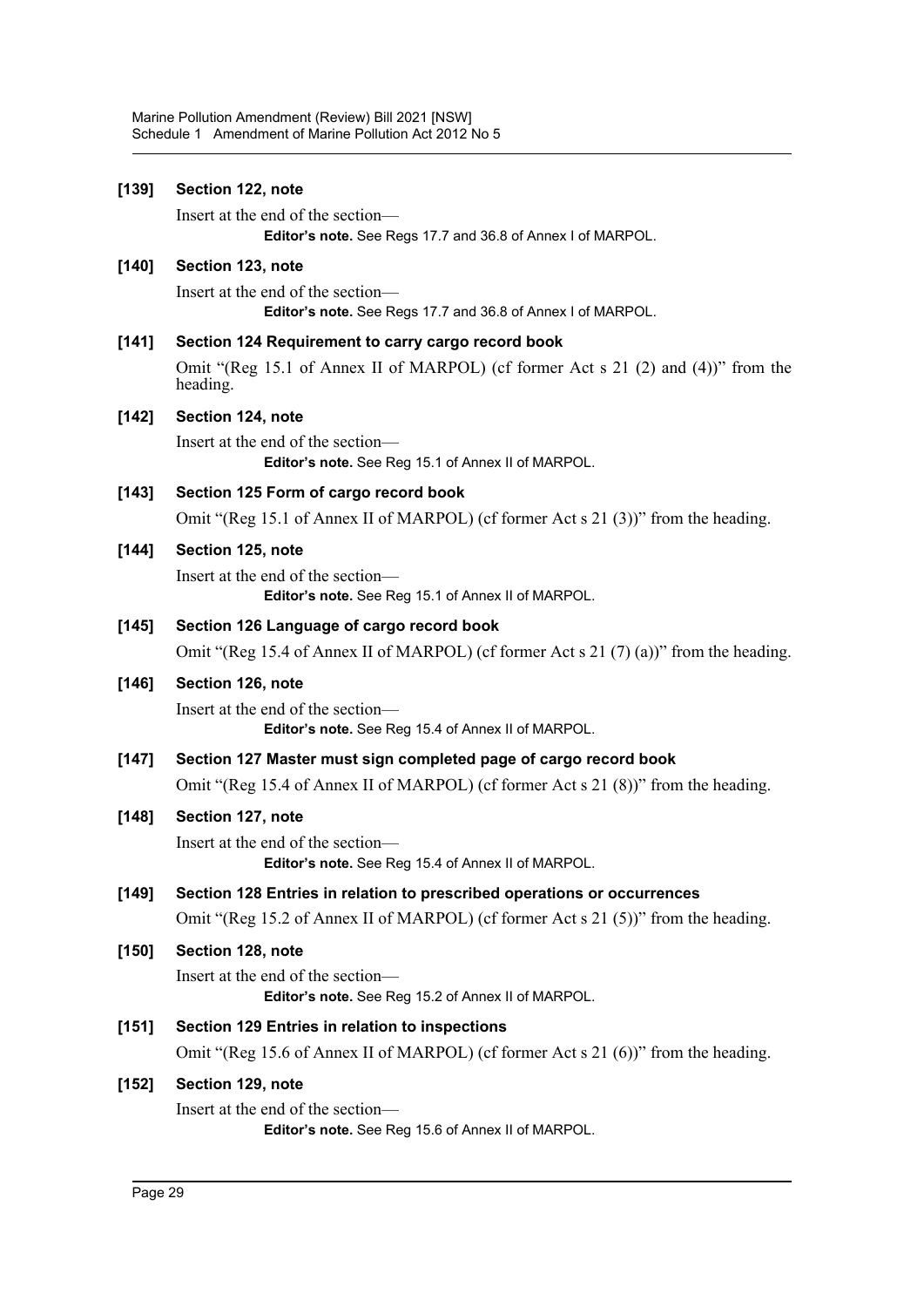**[139] Section 122, note**

Insert at the end of the section—

**Editor's note.** See Regs 17.7 and 36.8 of Annex I of MARPOL.

**[140] Section 123, note**

Insert at the end of the section—

**Editor's note.** See Regs 17.7 and 36.8 of Annex I of MARPOL.

**[141] Section 124 Requirement to carry cargo record book**

Omit "(Reg 15.1 of Annex II of MARPOL) (cf former Act s 21 (2) and (4))" from the heading.

**[142] Section 124, note**

Insert at the end of the section—

**Editor's note.** See Reg 15.1 of Annex II of MARPOL.

**[143] Section 125 Form of cargo record book**

Omit "(Reg 15.1 of Annex II of MARPOL) (cf former Act s 21 (3))" from the heading.

**[144] Section 125, note**

Insert at the end of the section—

**Editor's note.** See Reg 15.1 of Annex II of MARPOL.

**[145] Section 126 Language of cargo record book**

Omit "(Reg 15.4 of Annex II of MARPOL) (cf former Act s 21 (7) (a))" from the heading.

**[146] Section 126, note**

Insert at the end of the section—

**Editor's note.** See Reg 15.4 of Annex II of MARPOL.

**[147] Section 127 Master must sign completed page of cargo record book**

Omit "(Reg 15.4 of Annex II of MARPOL) (cf former Act s 21 (8))" from the heading.

**[148] Section 127, note**

Insert at the end of the section—

**Editor's note.** See Reg 15.4 of Annex II of MARPOL.

**[149] Section 128 Entries in relation to prescribed operations or occurrences**

Omit "(Reg 15.2 of Annex II of MARPOL) (cf former Act s 21 (5))" from the heading.

**[150] Section 128, note**

Insert at the end of the section—

**Editor's note.** See Reg 15.2 of Annex II of MARPOL.

**[151] Section 129 Entries in relation to inspections**

Omit "(Reg 15.6 of Annex II of MARPOL) (cf former Act s 21 (6))" from the heading.

**[152] Section 129, note**

Insert at the end of the section—

**Editor's note.** See Reg 15.6 of Annex II of MARPOL.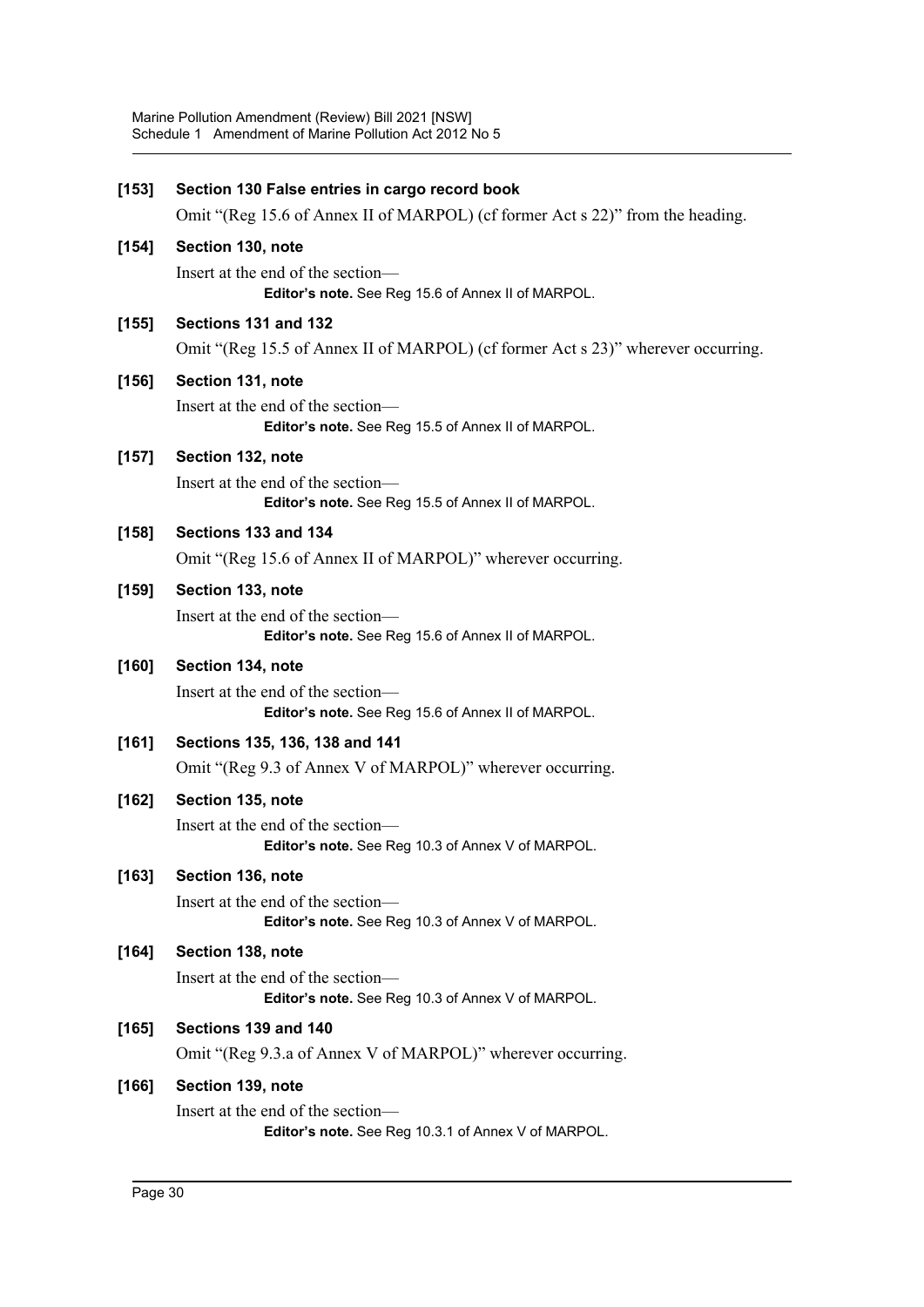**[153] Section 130 False entries in cargo record book**

Omit "(Reg 15.6 of Annex II of MARPOL) (cf former Act s 22)" from the heading.

**[154] Section 130, note**

Insert at the end of the section—

**Editor's note.** See Reg 15.6 of Annex II of MARPOL.

**[155] Sections 131 and 132**

Omit "(Reg 15.5 of Annex II of MARPOL) (cf former Act s 23)" wherever occurring.

**[156] Section 131, note**

Insert at the end of the section—

**Editor's note.** See Reg 15.5 of Annex II of MARPOL.

**[157] Section 132, note**

Insert at the end of the section—

**Editor's note.** See Reg 15.5 of Annex II of MARPOL.

**[158] Sections 133 and 134**

Omit "(Reg 15.6 of Annex II of MARPOL)" wherever occurring.

**[159] Section 133, note**

Insert at the end of the section—

**Editor's note.** See Reg 15.6 of Annex II of MARPOL.

**[160] Section 134, note**

Insert at the end of the section—

**Editor's note.** See Reg 15.6 of Annex II of MARPOL.

**[161] Sections 135, 136, 138 and 141**

Omit "(Reg 9.3 of Annex V of MARPOL)" wherever occurring.

**[162] Section 135, note**

Insert at the end of the section—

**Editor's note.** See Reg 10.3 of Annex V of MARPOL.

**[163] Section 136, note**

Insert at the end of the section—

**Editor's note.** See Reg 10.3 of Annex V of MARPOL.

**[164] Section 138, note**

Insert at the end of the section—

**Editor's note.** See Reg 10.3 of Annex V of MARPOL.

**[165] Sections 139 and 140**

Omit "(Reg 9.3.a of Annex V of MARPOL)" wherever occurring.

**[166] Section 139, note**

Insert at the end of the section—

**Editor's note.** See Reg 10.3.1 of Annex V of MARPOL.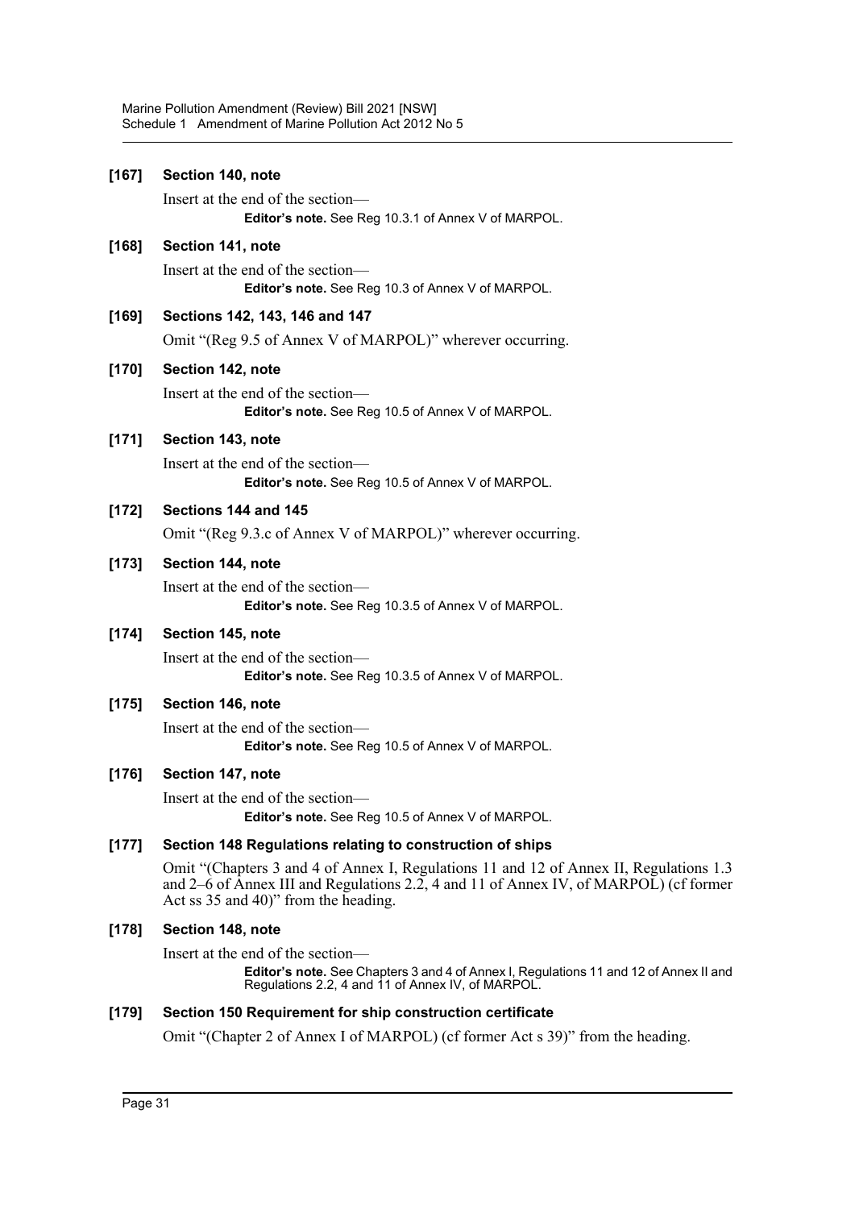**[167] Section 140, note**

Insert at the end of the section—

**Editor's note.** See Reg 10.3.1 of Annex V of MARPOL.

**[168] Section 141, note**

Insert at the end of the section—

**Editor's note.** See Reg 10.3 of Annex V of MARPOL.

**[169] Sections 142, 143, 146 and 147**

Omit "(Reg 9.5 of Annex V of MARPOL)" wherever occurring.

**[170] Section 142, note**

Insert at the end of the section—

**Editor's note.** See Reg 10.5 of Annex V of MARPOL.

**[171] Section 143, note**

Insert at the end of the section—

**Editor's note.** See Reg 10.5 of Annex V of MARPOL.

**[172] Sections 144 and 145**

Omit "(Reg 9.3.c of Annex V of MARPOL)" wherever occurring.

**[173] Section 144, note**

Insert at the end of the section—

**Editor's note.** See Reg 10.3.5 of Annex V of MARPOL.

**[174] Section 145, note**

Insert at the end of the section—

**Editor's note.** See Reg 10.3.5 of Annex V of MARPOL.

**[175] Section 146, note**

Insert at the end of the section—

**Editor's note.** See Reg 10.5 of Annex V of MARPOL.

**[176] Section 147, note**

Insert at the end of the section—

**Editor's note.** See Reg 10.5 of Annex V of MARPOL.

**[177] Section 148 Regulations relating to construction of ships**

Omit "(Chapters 3 and 4 of Annex I, Regulations 11 and 12 of Annex II, Regulations 1.3 and 2–6 of Annex III and Regulations 2.2, 4 and 11 of Annex IV, of MARPOL) (cf former Act ss 35 and 40)" from the heading.

**[178] Section 148, note**

Insert at the end of the section—

**Editor's note.** See Chapters 3 and 4 of Annex I, Regulations 11 and 12 of Annex II and Regulations 2.2, 4 and 11 of Annex IV, of MARPOL.

**[179] Section 150 Requirement for ship construction certificate**

Omit "(Chapter 2 of Annex I of MARPOL) (cf former Act s 39)" from the heading.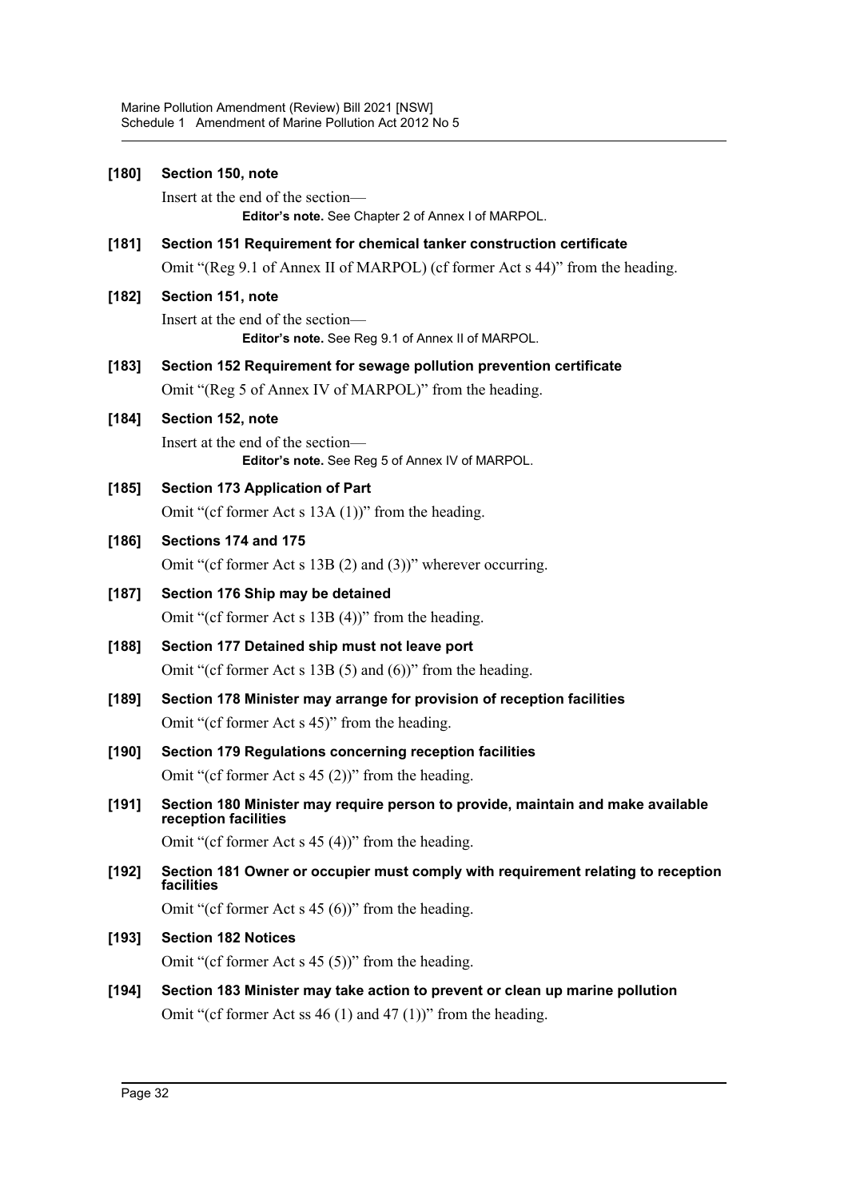**[180] Section 150, note**

Insert at the end of the section—

**Editor's note.** See Chapter 2 of Annex I of MARPOL.

**[181] Section 151 Requirement for chemical tanker construction certificate**

Omit "(Reg 9.1 of Annex II of MARPOL) (cf former Act s 44)" from the heading.

**[182] Section 151, note**

Insert at the end of the section—

**Editor's note.** See Reg 9.1 of Annex II of MARPOL.

**[183] Section 152 Requirement for sewage pollution prevention certificate**

Omit "(Reg 5 of Annex IV of MARPOL)" from the heading.

**[184] Section 152, note**

Insert at the end of the section—

**Editor's note.** See Reg 5 of Annex IV of MARPOL.

**[185] Section 173 Application of Part**

Omit "(cf former Act s 13A (1))" from the heading.

**[186] Sections 174 and 175**

Omit "(cf former Act s 13B (2) and (3))" wherever occurring.

**[187] Section 176 Ship may be detained**

Omit "(cf former Act s 13B (4))" from the heading.

**[188] Section 177 Detained ship must not leave port**

Omit "(cf former Act s 13B (5) and (6))" from the heading.

**[189] Section 178 Minister may arrange for provision of reception facilities**

Omit "(cf former Act s 45)" from the heading.

**[190] Section 179 Regulations concerning reception facilities**

Omit "(cf former Act s 45 (2))" from the heading.

**[191] Section 180 Minister may require person to provide, maintain and make available reception facilities**

Omit "(cf former Act s 45 (4))" from the heading.

**[192] Section 181 Owner or occupier must comply with requirement relating to reception facilities**

Omit "(cf former Act s 45 (6))" from the heading.

**[193] Section 182 Notices**

Omit "(cf former Act s 45 (5))" from the heading.

**[194] Section 183 Minister may take action to prevent or clean up marine pollution**

Omit "(cf former Act ss 46 (1) and 47 (1))" from the heading.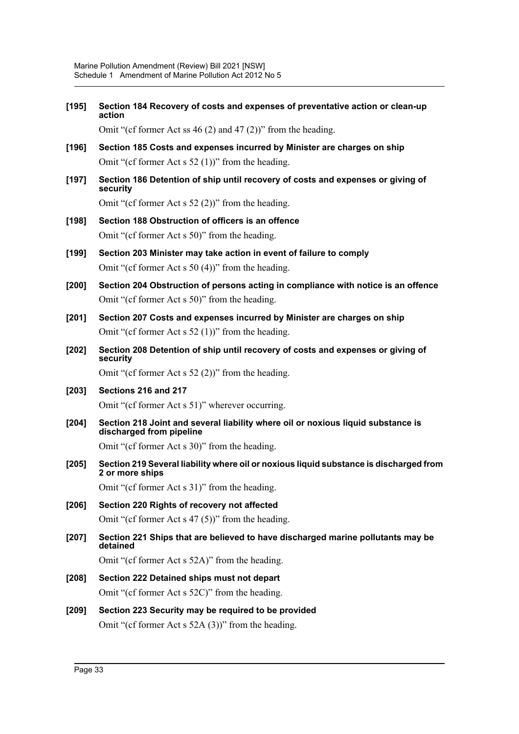**[195] Section 184 Recovery of costs and expenses of preventative action or clean-up action**

Omit "(cf former Act ss 46 (2) and 47 (2))" from the heading.

**[196] Section 185 Costs and expenses incurred by Minister are charges on ship**

Omit "(cf former Act s 52 (1))" from the heading.

**[197] Section 186 Detention of ship until recovery of costs and expenses or giving of security**

Omit "(cf former Act s 52 (2))" from the heading.

**[198] Section 188 Obstruction of officers is an offence**

Omit "(cf former Act s 50)" from the heading.

**[199] Section 203 Minister may take action in event of failure to comply**

Omit "(cf former Act s 50 (4))" from the heading.

**[200] Section 204 Obstruction of persons acting in compliance with notice is an offence**

Omit "(cf former Act s 50)" from the heading.

**[201] Section 207 Costs and expenses incurred by Minister are charges on ship**

Omit "(cf former Act s 52 (1))" from the heading.

**[202] Section 208 Detention of ship until recovery of costs and expenses or giving of security**

Omit "(cf former Act s 52 (2))" from the heading.

**[203] Sections 216 and 217**

Omit "(cf former Act s 51)" wherever occurring.

**[204] Section 218 Joint and several liability where oil or noxious liquid substance is discharged from pipeline**

Omit "(cf former Act s 30)" from the heading.

**[205] Section 219 Several liability where oil or noxious liquid substance is discharged from 2 or more ships**

Omit "(cf former Act s 31)" from the heading.

**[206] Section 220 Rights of recovery not affected**

Omit "(cf former Act s 47 (5))" from the heading.

**[207] Section 221 Ships that are believed to have discharged marine pollutants may be detained**

Omit "(cf former Act s 52A)" from the heading.

**[208] Section 222 Detained ships must not depart**

Omit "(cf former Act s 52C)" from the heading.

**[209] Section 223 Security may be required to be provided**

Omit "(cf former Act s 52A (3))" from the heading.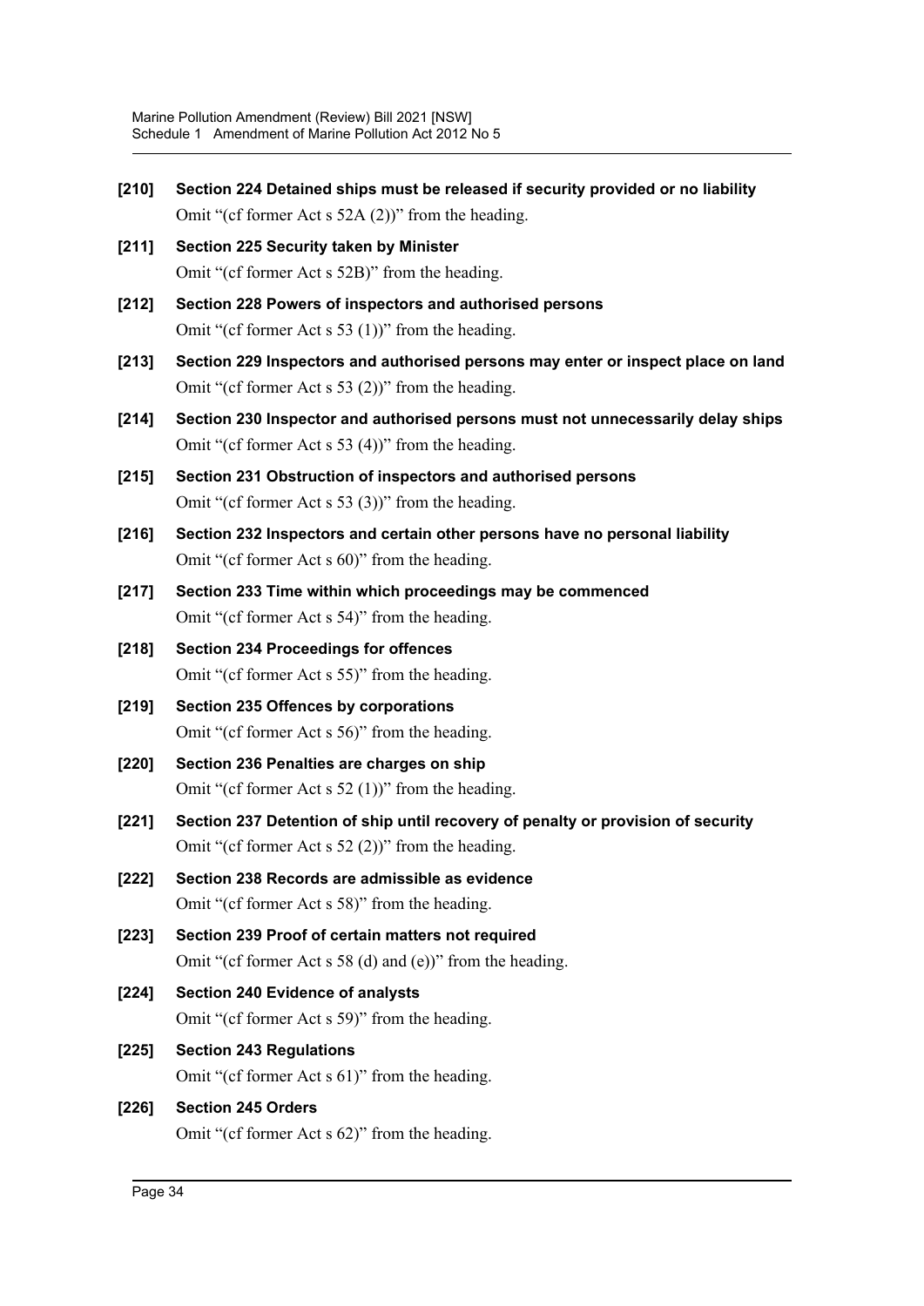**[210] Section 224 Detained ships must be released if security provided or no liability**

Omit "(cf former Act s 52A (2))" from the heading.

**[211] Section 225 Security taken by Minister**

Omit "(cf former Act s 52B)" from the heading.

**[212] Section 228 Powers of inspectors and authorised persons**

Omit "(cf former Act s 53 (1))" from the heading.

**[213] Section 229 Inspectors and authorised persons may enter or inspect place on land**

Omit "(cf former Act s 53 (2))" from the heading.

**[214] Section 230 Inspector and authorised persons must not unnecessarily delay ships**

Omit "(cf former Act s 53 (4))" from the heading.

**[215] Section 231 Obstruction of inspectors and authorised persons**

Omit "(cf former Act s 53 (3))" from the heading.

**[216] Section 232 Inspectors and certain other persons have no personal liability**

Omit "(cf former Act s 60)" from the heading.

**[217] Section 233 Time within which proceedings may be commenced**

Omit "(cf former Act s 54)" from the heading.

**[218] Section 234 Proceedings for offences**

Omit "(cf former Act s 55)" from the heading.

**[219] Section 235 Offences by corporations**

Omit "(cf former Act s 56)" from the heading.

**[220] Section 236 Penalties are charges on ship**

Omit "(cf former Act s 52 (1))" from the heading.

**[221] Section 237 Detention of ship until recovery of penalty or provision of security**

Omit "(cf former Act s 52 (2))" from the heading.

**[222] Section 238 Records are admissible as evidence**

Omit "(cf former Act s 58)" from the heading.

**[223] Section 239 Proof of certain matters not required**

Omit "(cf former Act s 58 (d) and (e))" from the heading.

**[224] Section 240 Evidence of analysts**

Omit "(cf former Act s 59)" from the heading.

**[225] Section 243 Regulations**

Omit "(cf former Act s 61)" from the heading.

**[226] Section 245 Orders**

Omit "(cf former Act s 62)" from the heading.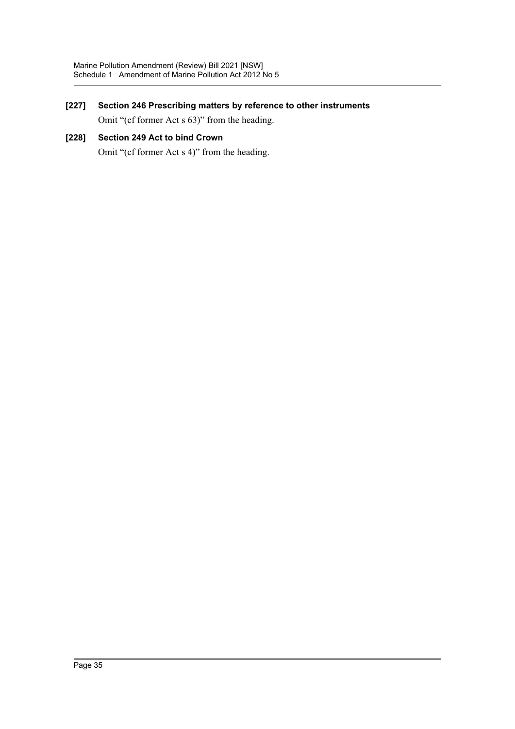**[227] Section 246 Prescribing matters by reference to other instruments**

Omit "(cf former Act s 63)" from the heading.

**[228] Section 249 Act to bind Crown**

Omit "(cf former Act s 4)" from the heading.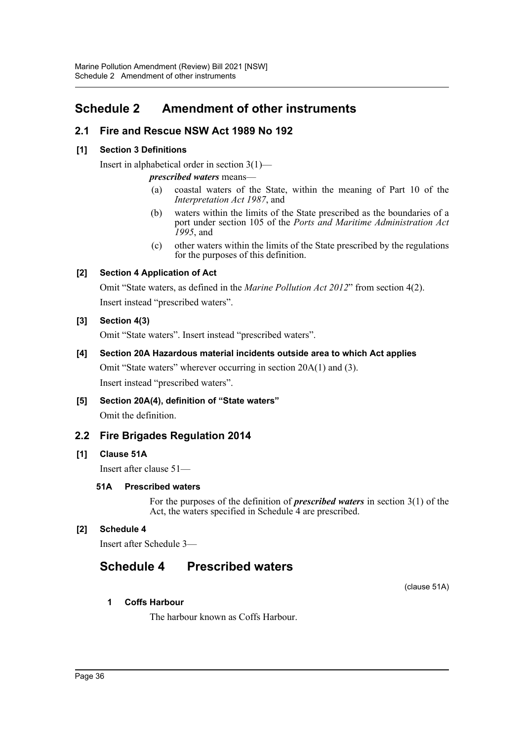# Schedule 2 Amendment of other instruments

## 2.1 Fire and Rescue NSW Act 1989 No 192

### [1] Section 3 Definitions

Insert in alphabetical order in section 3(1)—

***prescribed waters*** means—

(a) coastal waters of the State, within the meaning of Part 10 of the *Interpretation Act 1987*, and

(b) waters within the limits of the State prescribed as the boundaries of a port under section 105 of the *Ports and Maritime Administration Act 1995*, and

(c) other waters within the limits of the State prescribed by the regulations for the purposes of this definition.

### [2] Section 4 Application of Act

Omit "State waters, as defined in the *Marine Pollution Act 2012*" from section 4(2).

Insert instead "prescribed waters".

### [3] Section 4(3)

Omit "State waters". Insert instead "prescribed waters".

### [4] Section 20A Hazardous material incidents outside area to which Act applies

Omit "State waters" wherever occurring in section 20A(1) and (3).

Insert instead "prescribed waters".

### [5] Section 20A(4), definition of "State waters"

Omit the definition.

## 2.2 Fire Brigades Regulation 2014

### [1] Clause 51A

Insert after clause 51—

#### 51A Prescribed waters

For the purposes of the definition of ***prescribed waters*** in section 3(1) of the Act, the waters specified in Schedule 4 are prescribed.

### [2] Schedule 4

Insert after Schedule 3—

# Schedule 4 Prescribed waters

(clause 51A)

#### 1 Coffs Harbour

The harbour known as Coffs Harbour.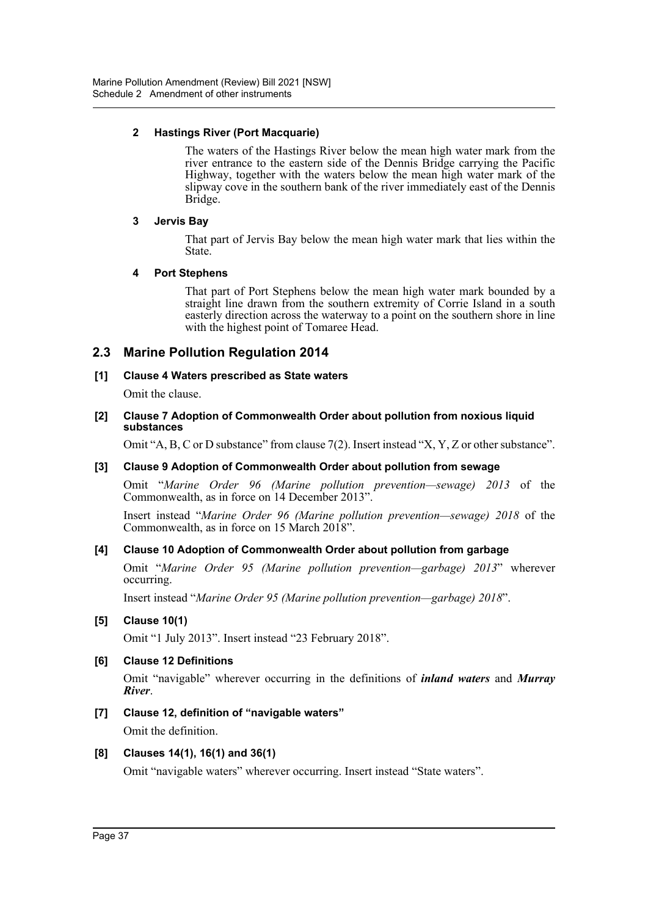#### 2 Hastings River (Port Macquarie)

The waters of the Hastings River below the mean high water mark from the river entrance to the eastern side of the Dennis Bridge carrying the Pacific Highway, together with the waters below the mean high water mark of the slipway cove in the southern bank of the river immediately east of the Dennis Bridge.

#### 3 Jervis Bay

That part of Jervis Bay below the mean high water mark that lies within the State.

#### 4 Port Stephens

That part of Port Stephens below the mean high water mark bounded by a straight line drawn from the southern extremity of Corrie Island in a south easterly direction across the waterway to a point on the southern shore in line with the highest point of Tomaree Head.

## 2.3 Marine Pollution Regulation 2014

#### [1] Clause 4 Waters prescribed as State waters

Omit the clause.

#### [2] Clause 7 Adoption of Commonwealth Order about pollution from noxious liquid substances

Omit "A, B, C or D substance" from clause 7(2). Insert instead "X, Y, Z or other substance".

#### [3] Clause 9 Adoption of Commonwealth Order about pollution from sewage

Omit "*Marine Order 96 (Marine pollution prevention—sewage) 2013* of the Commonwealth, as in force on 14 December 2013".

Insert instead "*Marine Order 96 (Marine pollution prevention—sewage) 2018* of the Commonwealth, as in force on 15 March 2018".

#### [4] Clause 10 Adoption of Commonwealth Order about pollution from garbage

Omit "*Marine Order 95 (Marine pollution prevention—garbage) 2013*" wherever occurring.

Insert instead "*Marine Order 95 (Marine pollution prevention—garbage) 2018*".

#### [5] Clause 10(1)

Omit "1 July 2013". Insert instead "23 February 2018".

#### [6] Clause 12 Definitions

Omit "navigable" wherever occurring in the definitions of ***inland waters*** and ***Murray River***.

#### [7] Clause 12, definition of "navigable waters"

Omit the definition.

#### [8] Clauses 14(1), 16(1) and 36(1)

Omit "navigable waters" wherever occurring. Insert instead "State waters".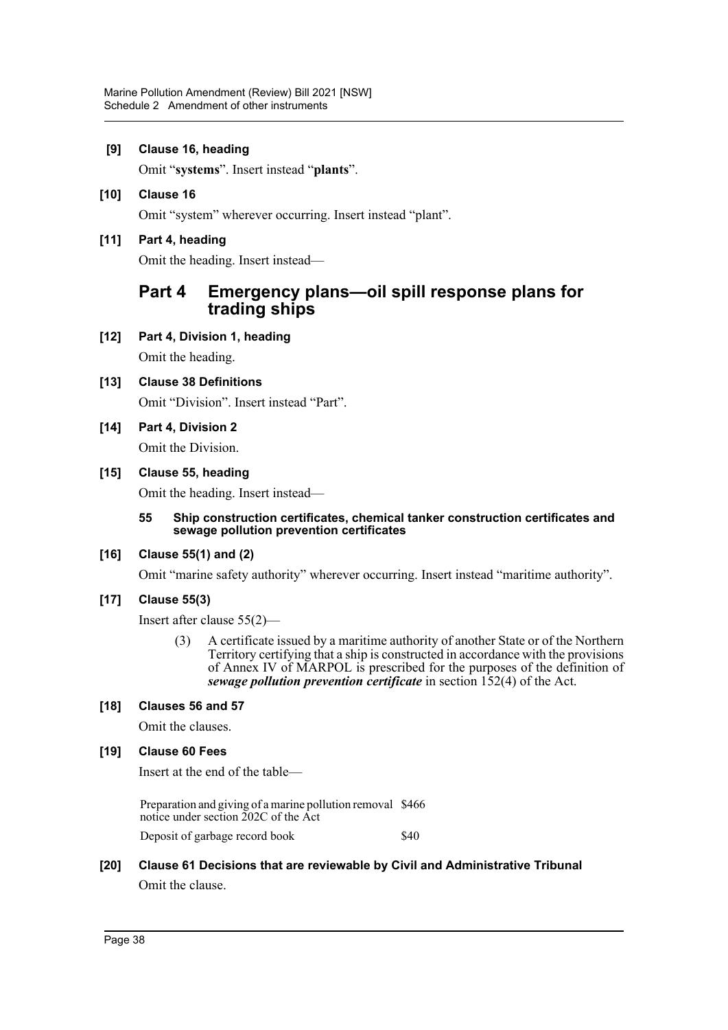**[9] Clause 16, heading**

Omit "**systems**". Insert instead "**plants**".

**[10] Clause 16**

Omit "system" wherever occurring. Insert instead "plant".

**[11] Part 4, heading**

Omit the heading. Insert instead—

## Part 4 Emergency plans—oil spill response plans for trading ships

**[12] Part 4, Division 1, heading**

Omit the heading.

**[13] Clause 38 Definitions**

Omit "Division". Insert instead "Part".

**[14] Part 4, Division 2**

Omit the Division.

**[15] Clause 55, heading**

Omit the heading. Insert instead—

**55 Ship construction certificates, chemical tanker construction certificates and sewage pollution prevention certificates**

**[16] Clause 55(1) and (2)**

Omit "marine safety authority" wherever occurring. Insert instead "maritime authority".

**[17] Clause 55(3)**

Insert after clause 55(2)—

(3) A certificate issued by a maritime authority of another State or of the Northern Territory certifying that a ship is constructed in accordance with the provisions of Annex IV of MARPOL is prescribed for the purposes of the definition of ***sewage pollution prevention certificate*** in section 152(4) of the Act.

**[18] Clauses 56 and 57**

Omit the clauses.

**[19] Clause 60 Fees**

Insert at the end of the table—

| | |
|---|---|
| Preparation and giving of a marine pollution removal notice under section 202C of the Act | \$466 |
| Deposit of garbage record book | \$40 |

**[20] Clause 61 Decisions that are reviewable by Civil and Administrative Tribunal**

Omit the clause.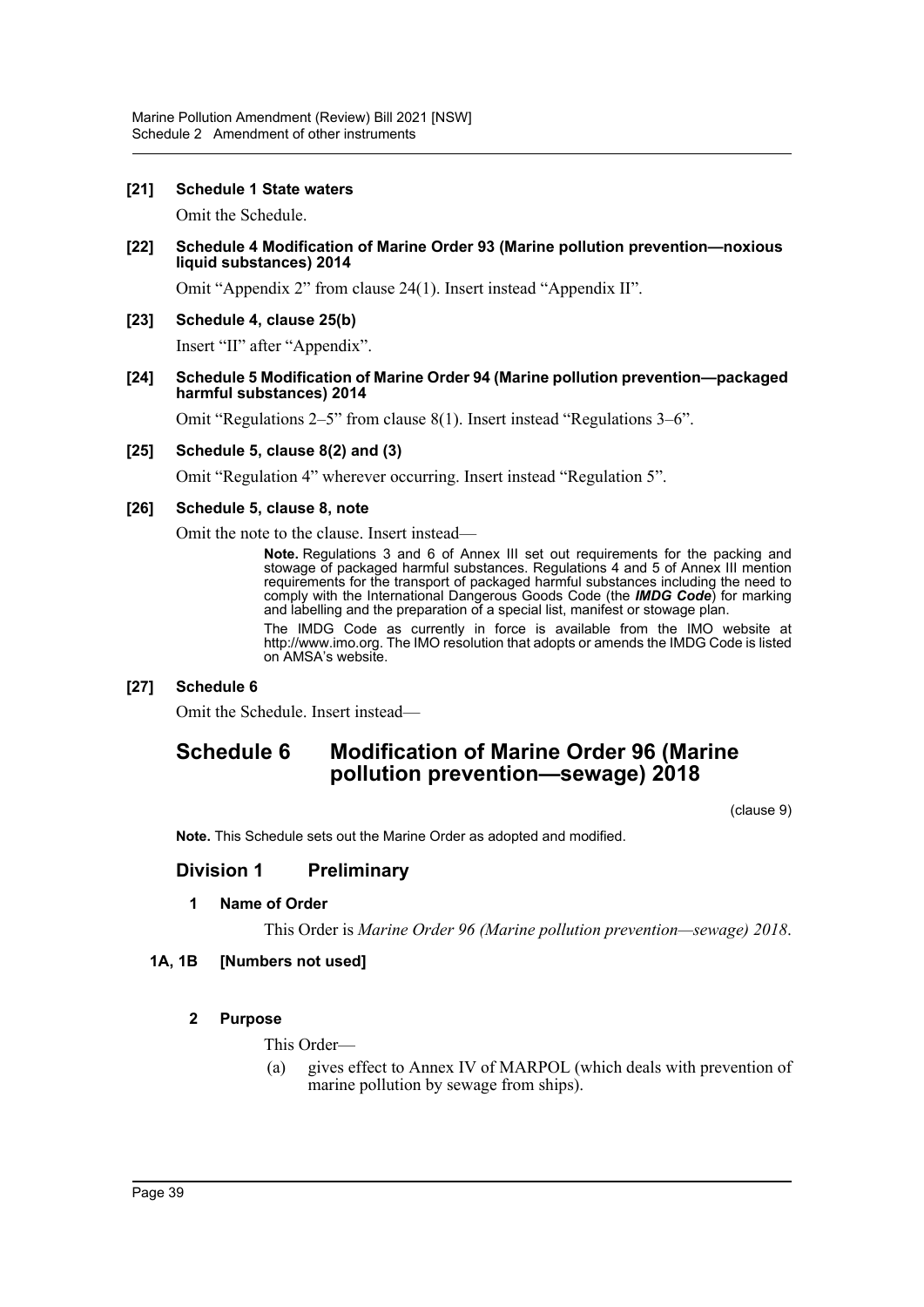**[21] Schedule 1 State waters**

Omit the Schedule.

**[22] Schedule 4 Modification of Marine Order 93 (Marine pollution prevention—noxious liquid substances) 2014**

Omit "Appendix 2" from clause 24(1). Insert instead "Appendix II".

**[23] Schedule 4, clause 25(b)**

Insert "II" after "Appendix".

**[24] Schedule 5 Modification of Marine Order 94 (Marine pollution prevention—packaged harmful substances) 2014**

Omit "Regulations 2–5" from clause 8(1). Insert instead "Regulations 3–6".

**[25] Schedule 5, clause 8(2) and (3)**

Omit "Regulation 4" wherever occurring. Insert instead "Regulation 5".

**[26] Schedule 5, clause 8, note**

Omit the note to the clause. Insert instead—

> **Note.** Regulations 3 and 6 of Annex III set out requirements for the packing and stowage of packaged harmful substances. Regulations 4 and 5 of Annex III mention requirements for the transport of packaged harmful substances including the need to comply with the International Dangerous Goods Code (the ***IMDG Code***) for marking and labelling and the preparation of a special list, manifest or stowage plan.
>
> The IMDG Code as currently in force is available from the IMO website at http://www.imo.org. The IMO resolution that adopts or amends the IMDG Code is listed on AMSA's website.

**[27] Schedule 6**

Omit the Schedule. Insert instead—

# Schedule 6 Modification of Marine Order 96 (Marine pollution prevention—sewage) 2018

(clause 9)

**Note.** This Schedule sets out the Marine Order as adopted and modified.

## Division 1 Preliminary

### 1 Name of Order

This Order is *Marine Order 96 (Marine pollution prevention—sewage) 2018*.

### 1A, 1B [Numbers not used]

### 2 Purpose

This Order—

(a) gives effect to Annex IV of MARPOL (which deals with prevention of marine pollution by sewage from ships).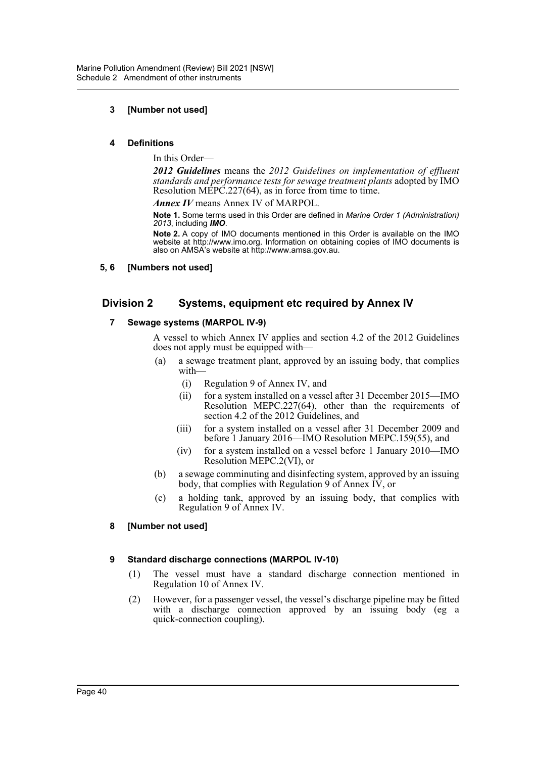**3 [Number not used]**

**4 Definitions**

In this Order—

***2012 Guidelines*** means the *2012 Guidelines on implementation of effluent standards and performance tests for sewage treatment plants* adopted by IMO Resolution MEPC.227(64), as in force from time to time.

***Annex IV*** means Annex IV of MARPOL.

**Note 1.** Some terms used in this Order are defined in *Marine Order 1 (Administration) 2013*, including ***IMO***.

**Note 2.** A copy of IMO documents mentioned in this Order is available on the IMO website at http://www.imo.org. Information on obtaining copies of IMO documents is also on AMSA's website at http://www.amsa.gov.au.

**5, 6 [Numbers not used]**

## Division 2 Systems, equipment etc required by Annex IV

**7 Sewage systems (MARPOL IV-9)**

A vessel to which Annex IV applies and section 4.2 of the 2012 Guidelines does not apply must be equipped with—

(a) a sewage treatment plant, approved by an issuing body, that complies with—

(i) Regulation 9 of Annex IV, and

(ii) for a system installed on a vessel after 31 December 2015—IMO Resolution MEPC.227(64), other than the requirements of section 4.2 of the 2012 Guidelines, and

(iii) for a system installed on a vessel after 31 December 2009 and before 1 January 2016—IMO Resolution MEPC.159(55), and

(iv) for a system installed on a vessel before 1 January 2010—IMO Resolution MEPC.2(VI), or

(b) a sewage comminuting and disinfecting system, approved by an issuing body, that complies with Regulation 9 of Annex IV, or

(c) a holding tank, approved by an issuing body, that complies with Regulation 9 of Annex IV.

**8 [Number not used]**

**9 Standard discharge connections (MARPOL IV-10)**

(1) The vessel must have a standard discharge connection mentioned in Regulation 10 of Annex IV.

(2) However, for a passenger vessel, the vessel's discharge pipeline may be fitted with a discharge connection approved by an issuing body (eg a quick-connection coupling).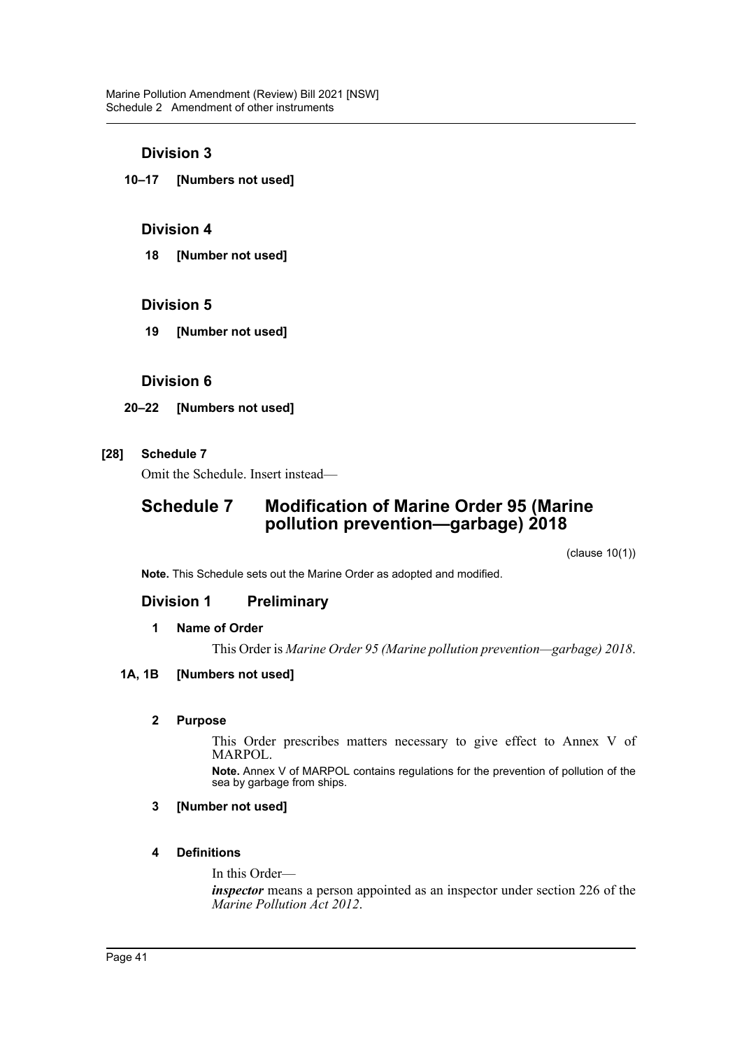## Division 3

**10–17 [Numbers not used]**

## Division 4

**18 [Number not used]**

## Division 5

**19 [Number not used]**

## Division 6

**20–22 [Numbers not used]**

**[28] Schedule 7**

Omit the Schedule. Insert instead—

# Schedule 7 Modification of Marine Order 95 (Marine pollution prevention—garbage) 2018

(clause 10(1))

**Note.** This Schedule sets out the Marine Order as adopted and modified.

## Division 1 Preliminary

### 1 Name of Order

This Order is *Marine Order 95 (Marine pollution prevention—garbage) 2018*.

### 1A, 1B [Numbers not used]

### 2 Purpose

This Order prescribes matters necessary to give effect to Annex V of MARPOL.

**Note.** Annex V of MARPOL contains regulations for the prevention of pollution of the sea by garbage from ships.

### 3 [Number not used]

### 4 Definitions

In this Order—

***inspector*** means a person appointed as an inspector under section 226 of the *Marine Pollution Act 2012*.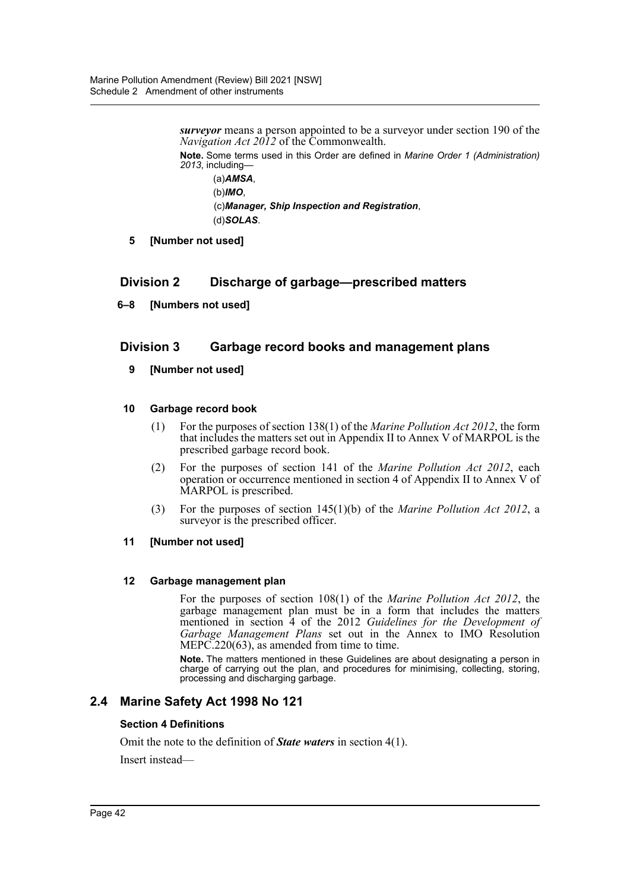***surveyor*** means a person appointed to be a surveyor under section 190 of the *Navigation Act 2012* of the Commonwealth.

**Note.** Some terms used in this Order are defined in *Marine Order 1 (Administration) 2013*, including—

(a)***AMSA***,

(b)***IMO***,

(c)***Manager, Ship Inspection and Registration***,

(d)***SOLAS***.

**5 [Number not used]**

## Division 2 Discharge of garbage—prescribed matters

**6–8 [Numbers not used]**

## Division 3 Garbage record books and management plans

**9 [Number not used]**

**10 Garbage record book**

(1) For the purposes of section 138(1) of the *Marine Pollution Act 2012*, the form that includes the matters set out in Appendix II to Annex V of MARPOL is the prescribed garbage record book.

(2) For the purposes of section 141 of the *Marine Pollution Act 2012*, each operation or occurrence mentioned in section 4 of Appendix II to Annex V of MARPOL is prescribed.

(3) For the purposes of section 145(1)(b) of the *Marine Pollution Act 2012*, a surveyor is the prescribed officer.

**11 [Number not used]**

**12 Garbage management plan**

For the purposes of section 108(1) of the *Marine Pollution Act 2012*, the garbage management plan must be in a form that includes the matters mentioned in section 4 of the 2012 *Guidelines for the Development of Garbage Management Plans* set out in the Annex to IMO Resolution MEPC.220(63), as amended from time to time.

**Note.** The matters mentioned in these Guidelines are about designating a person in charge of carrying out the plan, and procedures for minimising, collecting, storing, processing and discharging garbage.

## 2.4 Marine Safety Act 1998 No 121

**Section 4 Definitions**

Omit the note to the definition of ***State waters*** in section 4(1).

Insert instead—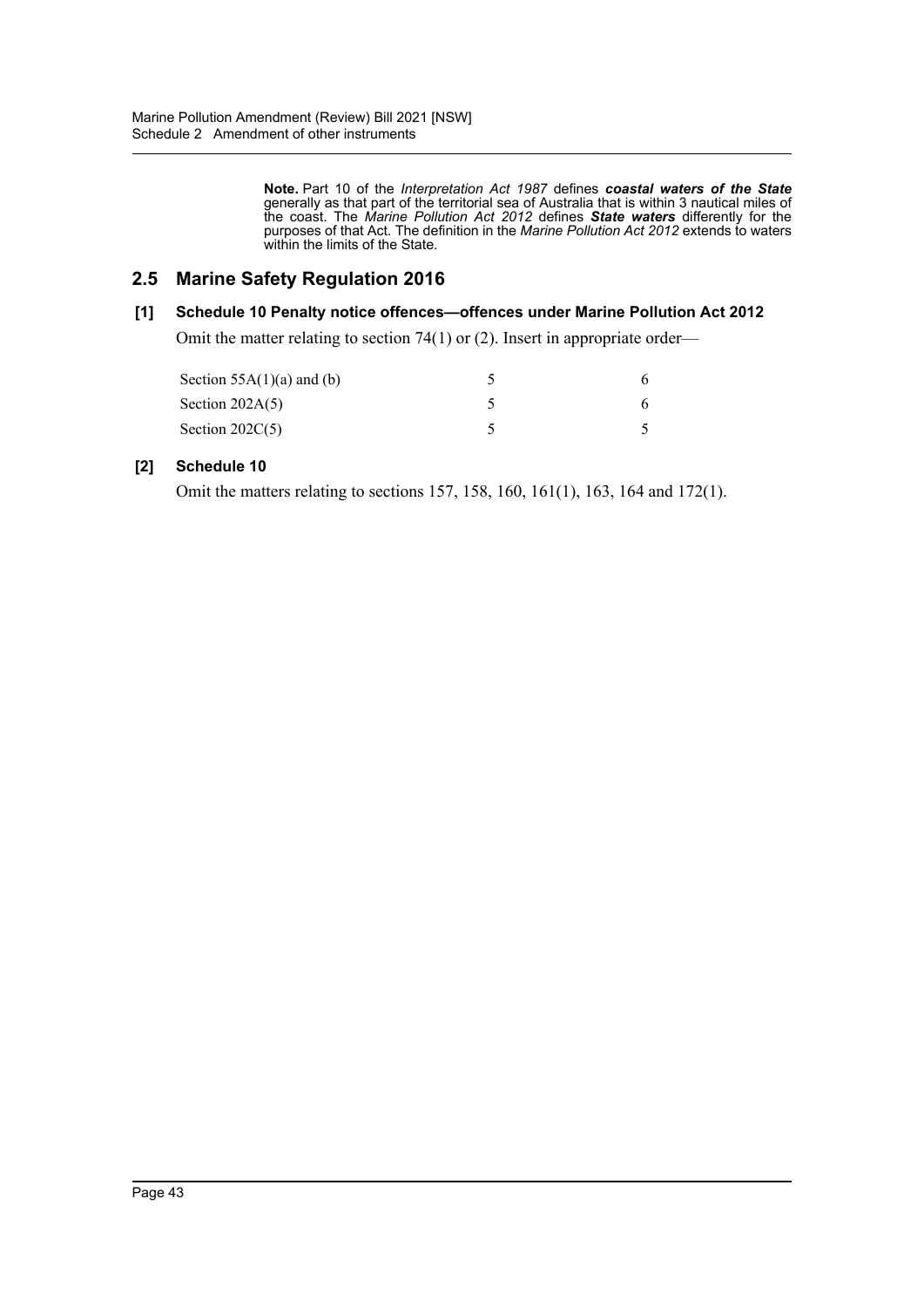**Note.** Part 10 of the *Interpretation Act 1987* defines ***coastal waters of the State*** generally as that part of the territorial sea of Australia that is within 3 nautical miles of the coast. The *Marine Pollution Act 2012* defines ***State waters*** differently for the purposes of that Act. The definition in the *Marine Pollution Act 2012* extends to waters within the limits of the State.

## 2.5 Marine Safety Regulation 2016

### [1] Schedule 10 Penalty notice offences—offences under Marine Pollution Act 2012

Omit the matter relating to section 74(1) or (2). Insert in appropriate order—

| | | |
|---|---|---|
| Section 55A(1)(a) and (b) | 5 | 6 |
| Section 202A(5) | 5 | 6 |
| Section 202C(5) | 5 | 5 |

### [2] Schedule 10

Omit the matters relating to sections 157, 158, 160, 161(1), 163, 164 and 172(1).